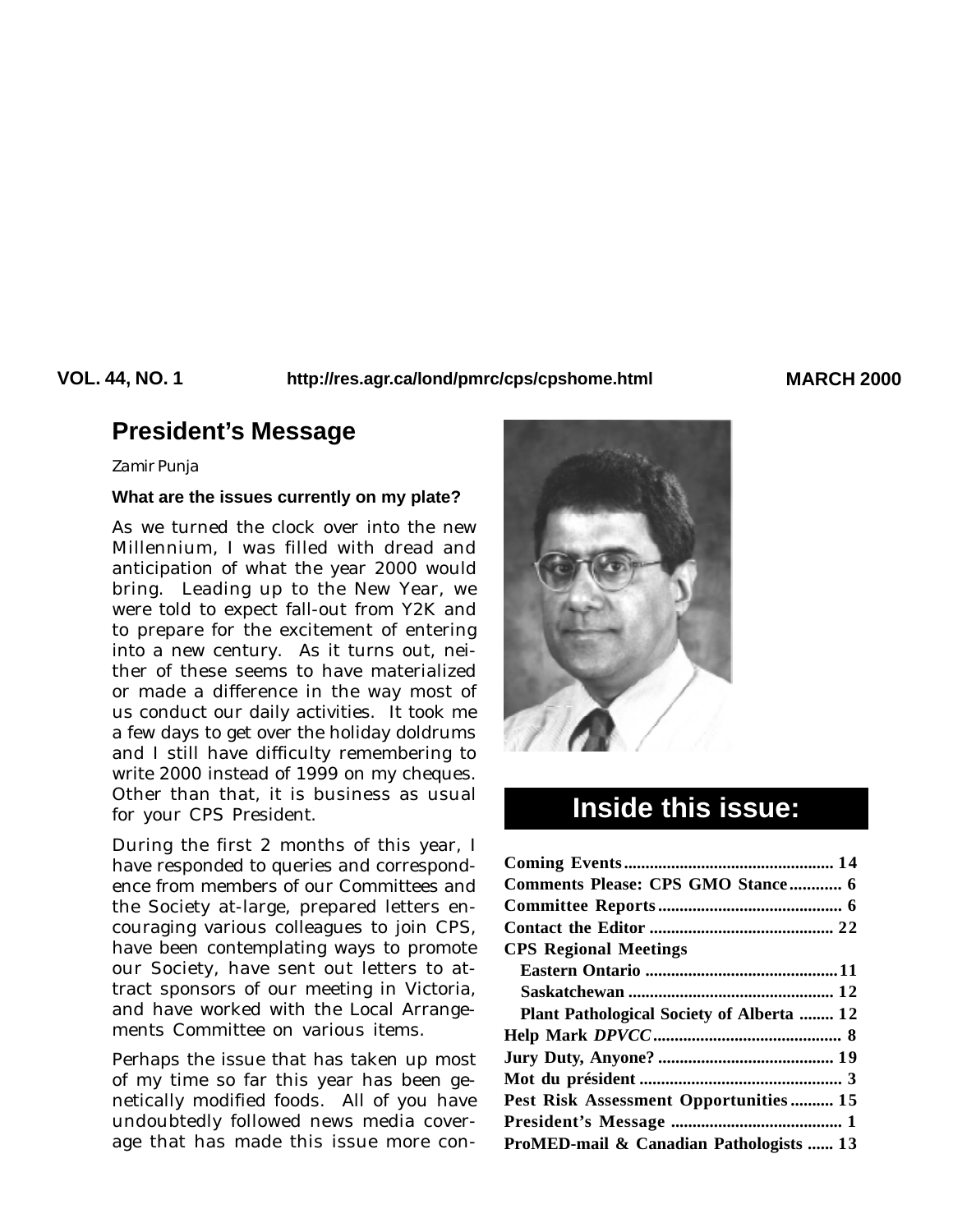VOL. 44, NO. 1 http://res.agr.ca/lond/pmrc/cps/cpshome.html MARCH 2000

## President's Message

*Zamir Punja*

**What are the issues currently on my plate?**

As we turned the clock over into the new Millennium, I was filled with dread and anticipation of what the year 2000 would bring. Leading up to the New Year, we were told to expect fall-out from Y2K and to prepare for the excitement of entering into a new century. As it turns out, neither of these seems to have materialized or made a difference in the way most of us conduct our daily activities. It took me a few days to get over the holiday doldrums and I still have difficulty remembering to write 2000 instead of 1999 on my cheques. Other than that, it is business as usual for your CPS President.

During the first 2 months of this year, I have responded to queries and correspondence from members of our Committees and the Society at-large, prepared letters encouraging various colleagues to join CPS, have been contemplating ways to promote our Society, have sent out letters to attract sponsors of our meeting in Victoria, and have worked with the Local Arrangements Committee on various items.

Perhaps the issue that has taken up most of my time so far this year has been genetically modified foods. All of you have undoubtedly followed news media coverage that has made this issue more con-

## Inside this issue:

**Coming Events** ..... 14
**Comments Please: CPS GMO Stance** ..... 6
**Committee Reports** ..... 6
**Contact the Editor** ..... 22
**CPS Regional Meetings**
- **Eastern Ontario** ..... 11
- **Saskatchewan** ..... 12
- **Plant Pathological Society of Alberta** ..... 12

**Help Mark *DPVCC*** ..... 8
**Jury Duty, Anyone?** ..... 19
**Mot du président** ..... 3
**Pest Risk Assessment Opportunities** ..... 15
**President's Message** ..... 1
**ProMED-mail & Canadian Pathologists** ..... 13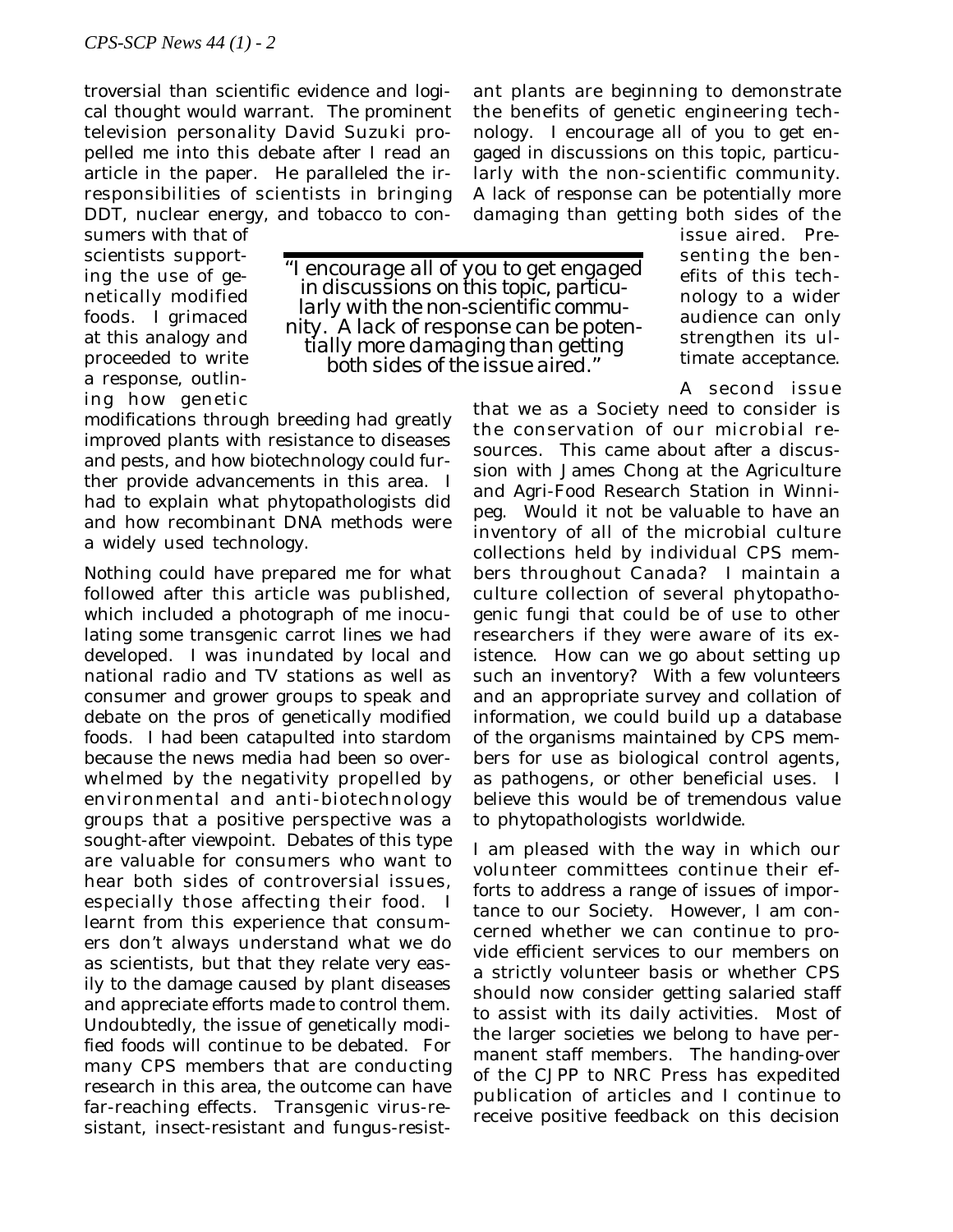troversial than scientific evidence and logical thought would warrant. The prominent television personality David Suzuki propelled me into this debate after I read an article in the paper. He paralleled the irresponsibilities of scientists in bringing DDT, nuclear energy, and tobacco to consumers with that of scientists supporting the use of genetically modified foods. I grimaced at this analogy and proceeded to write a response, outlining how genetic modifications through breeding had greatly improved plants with resistance to diseases and pests, and how biotechnology could further provide advancements in this area. I had to explain what phytopathologists did and how recombinant DNA methods were a widely used technology.

> *"I encourage all of you to get engaged in discussions on this topic, particularly with the non-scientific community. A lack of response can be potentially more damaging than getting both sides of the issue aired."*

Nothing could have prepared me for what followed after this article was published, which included a photograph of me inoculating some transgenic carrot lines we had developed. I was inundated by local and national radio and TV stations as well as consumer and grower groups to speak and debate on the pros of genetically modified foods. I had been catapulted into stardom because the news media had been so overwhelmed by the negativity propelled by environmental and anti-biotechnology groups that a positive perspective was a sought-after viewpoint. Debates of this type are valuable for consumers who want to hear both sides of controversial issues, especially those affecting their food. I learnt from this experience that consumers don't always understand what we do as scientists, but that they relate very easily to the damage caused by plant diseases and appreciate efforts made to control them. Undoubtedly, the issue of genetically modified foods will continue to be debated. For many CPS members that are conducting research in this area, the outcome can have far-reaching effects. Transgenic virus-resistant, insect-resistant and fungus-resistant plants are beginning to demonstrate the benefits of genetic engineering technology. I encourage all of you to get engaged in discussions on this topic, particularly with the non-scientific community. A lack of response can be potentially more damaging than getting both sides of the issue aired. Presenting the benefits of this technology to a wider audience can only strengthen its ultimate acceptance.

A second issue that we as a Society need to consider is the conservation of our microbial resources. This came about after a discussion with James Chong at the Agriculture and Agri-Food Research Station in Winnipeg. Would it not be valuable to have an inventory of all of the microbial culture collections held by individual CPS members throughout Canada? I maintain a culture collection of several phytopathogenic fungi that could be of use to other researchers if they were aware of its existence. How can we go about setting up such an inventory? With a few volunteers and an appropriate survey and collation of information, we could build up a database of the organisms maintained by CPS members for use as biological control agents, as pathogens, or other beneficial uses. I believe this would be of tremendous value to phytopathologists worldwide.

I am pleased with the way in which our volunteer committees continue their efforts to address a range of issues of importance to our Society. However, I am concerned whether we can continue to provide efficient services to our members on a strictly volunteer basis or whether CPS should now consider getting salaried staff to assist with its daily activities. Most of the larger societies we belong to have permanent staff members. The handing-over of the CJPP to NRC Press has expedited publication of articles and I continue to receive positive feedback on this decision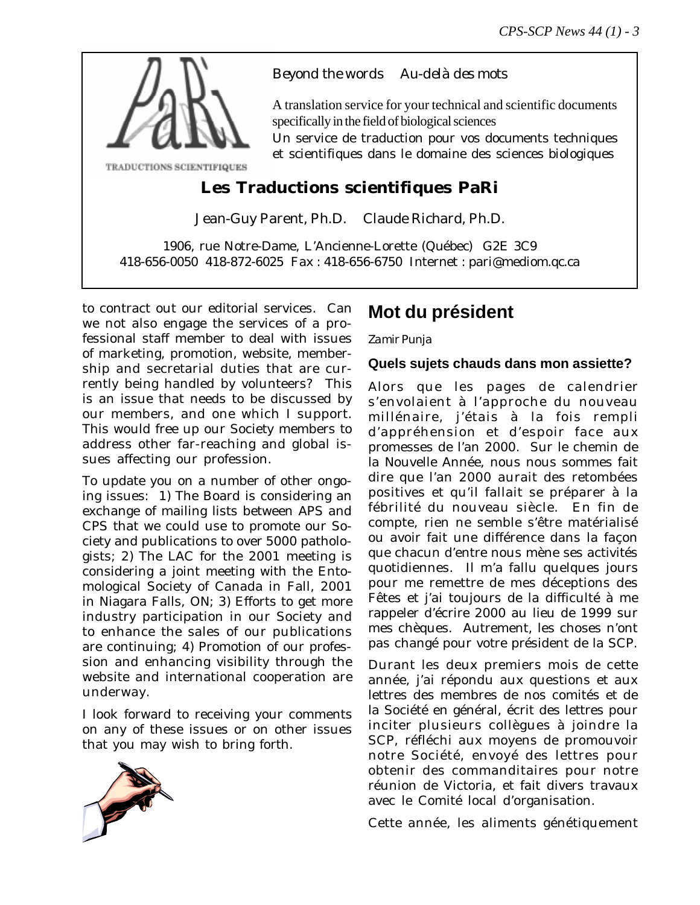Beyond the words    Au-delà des mots

A translation service for your technical and scientific documents specifically in the field of biological sciences

Un service de traduction pour vos documents techniques et scientifiques dans le domaine des sciences biologiques

TRADUCTIONS SCIENTIFIQUES

**Les Traductions scientifiques PaRi**

Jean-Guy Parent, Ph.D.    Claude Richard, Ph.D.

1906, rue Notre-Dame, L'Ancienne-Lorette (Québec) G2E 3C9
418-656-0050 418-872-6025 Fax : 418-656-6750 Internet : pari@mediom.qc.ca

to contract out our editorial services. Can we not also engage the services of a professional staff member to deal with issues of marketing, promotion, website, membership and secretarial duties that are currently being handled by volunteers? This is an issue that needs to be discussed by our members, and one which I support. This would free up our Society members to address other far-reaching and global issues affecting our profession.

To update you on a number of other ongoing issues: 1) The Board is considering an exchange of mailing lists between APS and CPS that we could use to promote our Society and publications to over 5000 pathologists; 2) The LAC for the 2001 meeting is considering a joint meeting with the Entomological Society of Canada in Fall, 2001 in Niagara Falls, ON; 3) Efforts to get more industry participation in our Society and to enhance the sales of our publications are continuing; 4) Promotion of our profession and enhancing visibility through the website and international cooperation are underway.

I look forward to receiving your comments on any of these issues or on other issues that you may wish to bring forth.

## Mot du président

*Zamir Punja*

### Quels sujets chauds dans mon assiette?

Alors que les pages de calendrier s'envolaient à l'approche du nouveau millénaire, j'étais à la fois rempli d'appréhension et d'espoir face aux promesses de l'an 2000. Sur le chemin de la Nouvelle Année, nous nous sommes fait dire que l'an 2000 aurait des retombées positives et qu'il fallait se préparer à la fébrilité du nouveau siècle. En fin de compte, rien ne semble s'être matérialisé ou avoir fait une différence dans la façon que chacun d'entre nous mène ses activités quotidiennes. Il m'a fallu quelques jours pour me remettre de mes déceptions des Fêtes et j'ai toujours de la difficulté à me rappeler d'écrire 2000 au lieu de 1999 sur mes chèques. Autrement, les choses n'ont pas changé pour votre président de la SCP.

Durant les deux premiers mois de cette année, j'ai répondu aux questions et aux lettres des membres de nos comités et de la Société en général, écrit des lettres pour inciter plusieurs collègues à joindre la SCP, réfléchi aux moyens de promouvoir notre Société, envoyé des lettres pour obtenir des commanditaires pour notre réunion de Victoria, et fait divers travaux avec le Comité local d'organisation.

Cette année, les aliments génétiquement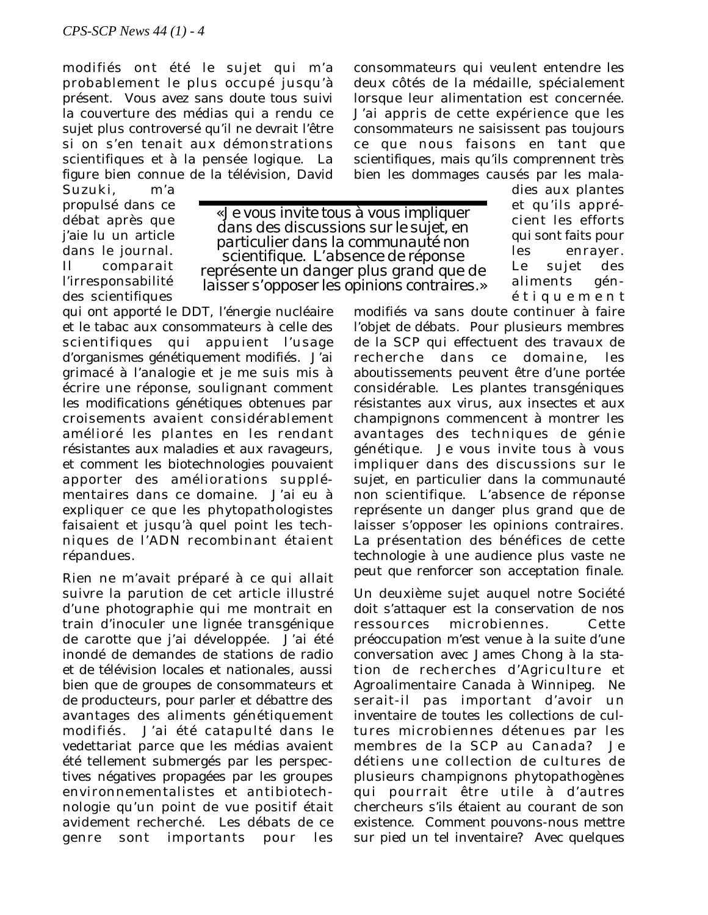modifiés ont été le sujet qui m'a probablement le plus occupé jusqu'à présent. Vous avez sans doute tous suivi la couverture des médias qui a rendu ce sujet plus controversé qu'il ne devrait l'être si on s'en tenait aux démonstrations scientifiques et à la pensée logique. La figure bien connue de la télévision, David Suzuki, m'a propulsé dans ce débat après que j'aie lu un article dans le journal. Il comparait l'irresponsabilité des scientifiques qui ont apporté le DDT, l'énergie nucléaire et le tabac aux consommateurs à celle des scientifiques qui appuient l'usage d'organismes génétiquement modifiés. J'ai grimacé à l'analogie et je me suis mis à écrire une réponse, soulignant comment les modifications génétiques obtenues par croisements avaient considérablement amélioré les plantes en les rendant résistantes aux maladies et aux ravageurs, et comment les biotechnologies pouvaient apporter des améliorations supplémentaires dans ce domaine. J'ai eu à expliquer ce que les phytopathologistes faisaient et jusqu'à quel point les techniques de l'ADN recombinant étaient répandues.

Rien ne m'avait préparé à ce qui allait suivre la parution de cet article illustré d'une photographie qui me montrait en train d'inoculer une lignée transgénique de carotte que j'ai développée. J'ai été inondé de demandes de stations de radio et de télévision locales et nationales, aussi bien que de groupes de consommateurs et de producteurs, pour parler et débattre des avantages des aliments génétiquement modifiés. J'ai été catapulté dans le vedettariat parce que les médias avaient été tellement submergés par les perspectives négatives propagées par les groupes environnementalistes et antibiotechnologie qu'un point de vue positif était avidement recherché. Les débats de ce genre sont importants pour les consommateurs qui veulent entendre les deux côtés de la médaille, spécialement lorsque leur alimentation est concernée. J'ai appris de cette expérience que les consommateurs ne saisissent pas toujours ce que nous faisons en tant que scientifiques, mais qu'ils comprennent très bien les dommages causés par les maladies aux plantes et qu'ils apprécient les efforts qui sont faits pour les enrayer. Le sujet des aliments génétiquement modifiés va sans doute continuer à faire l'objet de débats. Pour plusieurs membres de la SCP qui effectuent des travaux de recherche dans ce domaine, les aboutissements peuvent être d'une portée considérable. Les plantes transgéniques résistantes aux virus, aux insectes et aux champignons commencent à montrer les avantages des techniques de génie génétique. Je vous invite tous à vous impliquer dans des discussions sur le sujet, en particulier dans la communauté non scientifique. L'absence de réponse représente un danger plus grand que de laisser s'opposer les opinions contraires. La présentation des bénéfices de cette technologie à une audience plus vaste ne peut que renforcer son acceptation finale.

> «Je vous invite tous à vous impliquer dans des discussions sur le sujet, en particulier dans la communauté non scientifique. L'absence de réponse représente un danger plus grand que de laisser s'opposer les opinions contraires.»

Un deuxième sujet auquel notre Société doit s'attaquer est la conservation de nos ressources microbiennes. Cette préoccupation m'est venue à la suite d'une conversation avec James Chong à la station de recherches d'Agriculture et Agroalimentaire Canada à Winnipeg. Ne serait-il pas important d'avoir un inventaire de toutes les collections de cultures microbiennes détenues par les membres de la SCP au Canada? Je détiens une collection de cultures de plusieurs champignons phytopathogènes qui pourrait être utile à d'autres chercheurs s'ils étaient au courant de son existence. Comment pouvons-nous mettre sur pied un tel inventaire? Avec quelques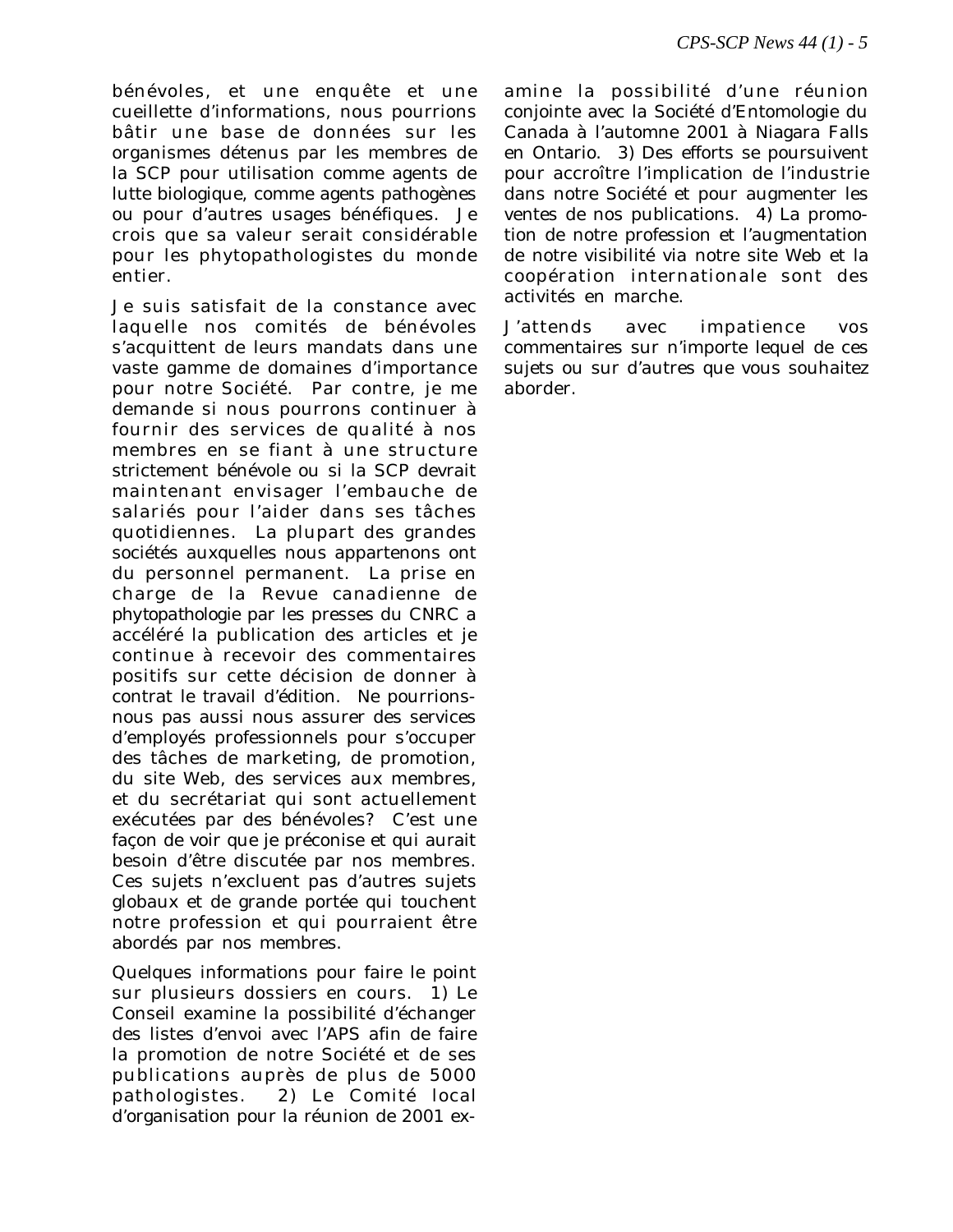bénévoles, et une enquête et une cueillette d'informations, nous pourrions bâtir une base de données sur les organismes détenus par les membres de la SCP pour utilisation comme agents de lutte biologique, comme agents pathogènes ou pour d'autres usages bénéfiques. Je crois que sa valeur serait considérable pour les phytopathologistes du monde entier.

Je suis satisfait de la constance avec laquelle nos comités de bénévoles s'acquittent de leurs mandats dans une vaste gamme de domaines d'importance pour notre Société. Par contre, je me demande si nous pourrons continuer à fournir des services de qualité à nos membres en se fiant à une structure strictement bénévole ou si la SCP devrait maintenant envisager l'embauche de salariés pour l'aider dans ses tâches quotidiennes. La plupart des grandes sociétés auxquelles nous appartenons ont du personnel permanent. La prise en charge de la Revue canadienne de phytopathologie par les presses du CNRC a accéléré la publication des articles et je continue à recevoir des commentaires positifs sur cette décision de donner à contrat le travail d'édition. Ne pourrions-nous pas aussi nous assurer des services d'employés professionnels pour s'occuper des tâches de marketing, de promotion, du site Web, des services aux membres, et du secrétariat qui sont actuellement exécutées par des bénévoles? C'est une façon de voir que je préconise et qui aurait besoin d'être discutée par nos membres. Ces sujets n'excluent pas d'autres sujets globaux et de grande portée qui touchent notre profession et qui pourraient être abordés par nos membres.

Quelques informations pour faire le point sur plusieurs dossiers en cours. 1) Le Conseil examine la possibilité d'échanger des listes d'envoi avec l'APS afin de faire la promotion de notre Société et de ses publications auprès de plus de 5000 pathologistes. 2) Le Comité local d'organisation pour la réunion de 2001 examine la possibilité d'une réunion conjointe avec la Société d'Entomologie du Canada à l'automne 2001 à Niagara Falls en Ontario. 3) Des efforts se poursuivent pour accroître l'implication de l'industrie dans notre Société et pour augmenter les ventes de nos publications. 4) La promotion de notre profession et l'augmentation de notre visibilité via notre site Web et la coopération internationale sont des activités en marche.

J'attends avec impatience vos commentaires sur n'importe lequel de ces sujets ou sur d'autres que vous souhaitez aborder.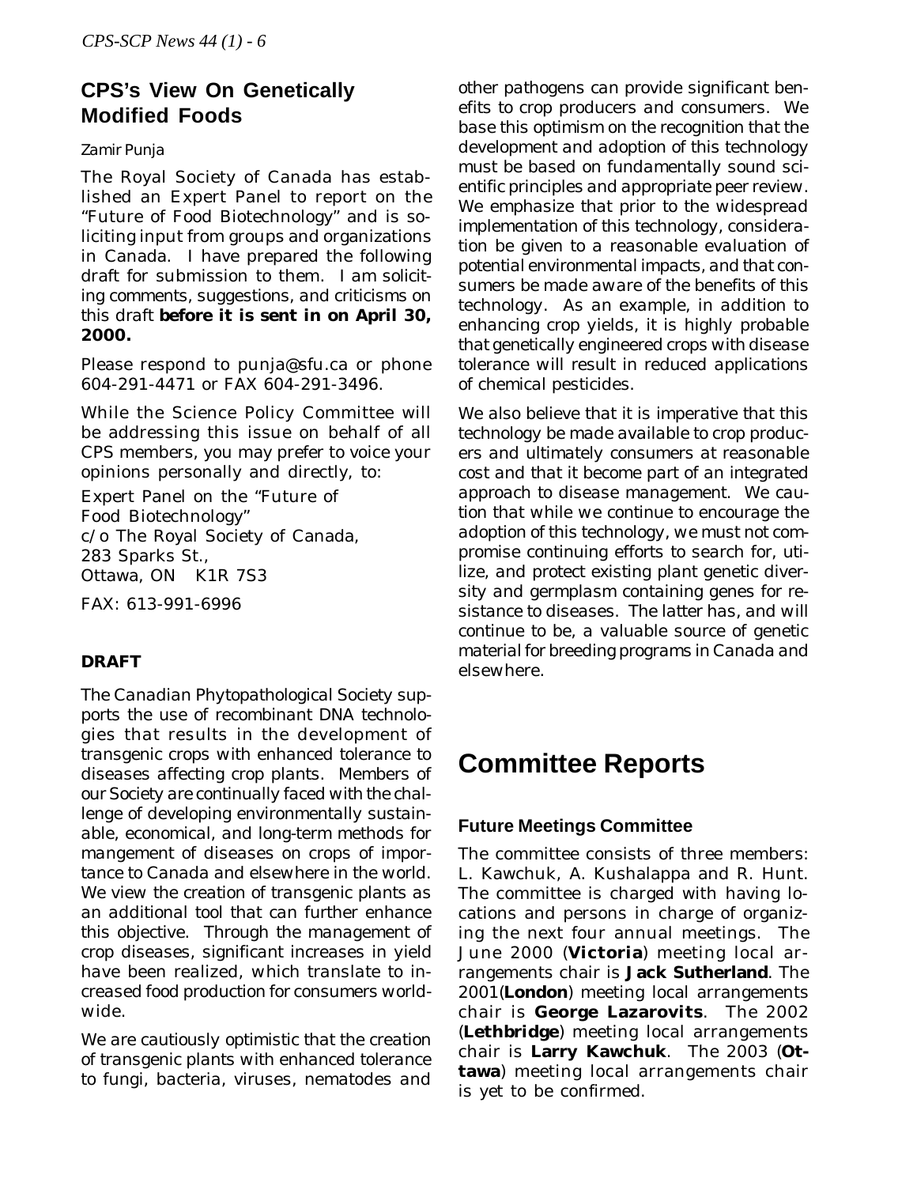## CPS's View On Genetically Modified Foods

Zamir Punja

The Royal Society of Canada has established an Expert Panel to report on the "Future of Food Biotechnology" and is soliciting input from groups and organizations in Canada. I have prepared the following draft for submission to them. I am soliciting comments, suggestions, and criticisms on this draft **before it is sent in on April 30, 2000.**

Please respond to punja@sfu.ca or phone 604-291-4471 or FAX 604-291-3496.

While the Science Policy Committee will be addressing this issue on behalf of all CPS members, you may prefer to voice your opinions personally and directly, to:

Expert Panel on the "Future of
Food Biotechnology"
c/o The Royal Society of Canada,
283 Sparks St.,
Ottawa, ON K1R 7S3

FAX: 613-991-6996

### DRAFT

The Canadian Phytopathological Society supports the use of recombinant DNA technologies that results in the development of transgenic crops with enhanced tolerance to diseases affecting crop plants. Members of our Society are continually faced with the challenge of developing environmentally sustainable, economical, and long-term methods for mangement of diseases on crops of importance to Canada and elsewhere in the world. We view the creation of transgenic plants as an additional tool that can further enhance this objective. Through the management of crop diseases, significant increases in yield have been realized, which translate to increased food production for consumers worldwide.

We are cautiously optimistic that the creation of transgenic plants with enhanced tolerance to fungi, bacteria, viruses, nematodes and other pathogens can provide significant benefits to crop producers and consumers. We base this optimism on the recognition that the development and adoption of this technology must be based on fundamentally sound scientific principles and appropriate peer review. We emphasize that prior to the widespread implementation of this technology, consideration be given to a reasonable evaluation of potential environmental impacts, and that consumers be made aware of the benefits of this technology. As an example, in addition to enhancing crop yields, it is highly probable that genetically engineered crops with disease tolerance will result in reduced applications of chemical pesticides.

We also believe that it is imperative that this technology be made available to crop producers and ultimately consumers at reasonable cost and that it become part of an integrated approach to disease management. We caution that while we continue to encourage the adoption of this technology, we must not compromise continuing efforts to search for, utilize, and protect existing plant genetic diversity and germplasm containing genes for resistance to diseases. The latter has, and will continue to be, a valuable source of genetic material for breeding programs in Canada and elsewhere.

# Committee Reports

### Future Meetings Committee

The committee consists of three members: L. Kawchuk, A. Kushalappa and R. Hunt. The committee is charged with having locations and persons in charge of organizing the next four annual meetings. The June 2000 (**Victoria**) meeting local arrangements chair is **Jack Sutherland**. The 2001(**London**) meeting local arrangements chair is **George Lazarovits**. The 2002 (**Lethbridge**) meeting local arrangements chair is **Larry Kawchuk**. The 2003 (**Ottawa**) meeting local arrangements chair is yet to be confirmed.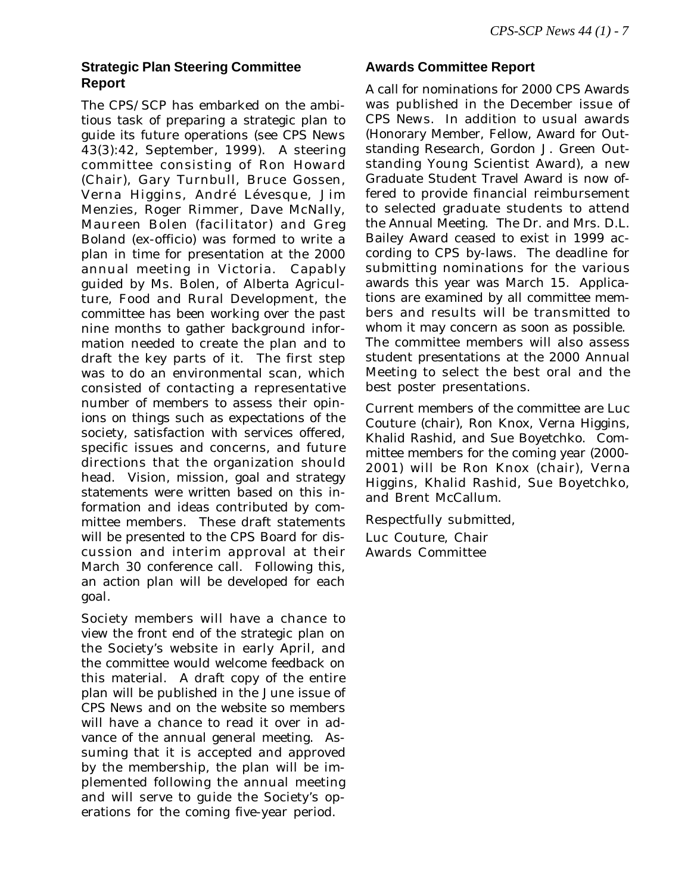## Strategic Plan Steering Committee Report

The CPS/SCP has embarked on the ambitious task of preparing a strategic plan to guide its future operations (see CPS News 43(3):42, September, 1999). A steering committee consisting of Ron Howard (Chair), Gary Turnbull, Bruce Gossen, Verna Higgins, André Lévesque, Jim Menzies, Roger Rimmer, Dave McNally, Maureen Bolen (facilitator) and Greg Boland (ex-officio) was formed to write a plan in time for presentation at the 2000 annual meeting in Victoria. Capably guided by Ms. Bolen, of Alberta Agriculture, Food and Rural Development, the committee has been working over the past nine months to gather background information needed to create the plan and to draft the key parts of it. The first step was to do an environmental scan, which consisted of contacting a representative number of members to assess their opinions on things such as expectations of the society, satisfaction with services offered, specific issues and concerns, and future directions that the organization should head. Vision, mission, goal and strategy statements were written based on this information and ideas contributed by committee members. These draft statements will be presented to the CPS Board for discussion and interim approval at their March 30 conference call. Following this, an action plan will be developed for each goal.

Society members will have a chance to view the front end of the strategic plan on the Society's website in early April, and the committee would welcome feedback on this material. A draft copy of the entire plan will be published in the June issue of CPS News and on the website so members will have a chance to read it over in advance of the annual general meeting. Assuming that it is accepted and approved by the membership, the plan will be implemented following the annual meeting and will serve to guide the Society's operations for the coming five-year period.

## Awards Committee Report

A call for nominations for 2000 CPS Awards was published in the December issue of CPS News. In addition to usual awards (Honorary Member, Fellow, Award for Outstanding Research, Gordon J. Green Outstanding Young Scientist Award), a new Graduate Student Travel Award is now offered to provide financial reimbursement to selected graduate students to attend the Annual Meeting. The Dr. and Mrs. D.L. Bailey Award ceased to exist in 1999 according to CPS by-laws. The deadline for submitting nominations for the various awards this year was March 15. Applications are examined by all committee members and results will be transmitted to whom it may concern as soon as possible. The committee members will also assess student presentations at the 2000 Annual Meeting to select the best oral and the best poster presentations.

Current members of the committee are Luc Couture (chair), Ron Knox, Verna Higgins, Khalid Rashid, and Sue Boyetchko. Committee members for the coming year (2000-2001) will be Ron Knox (chair), Verna Higgins, Khalid Rashid, Sue Boyetchko, and Brent McCallum.

Respectfully submitted,

Luc Couture, Chair
Awards Committee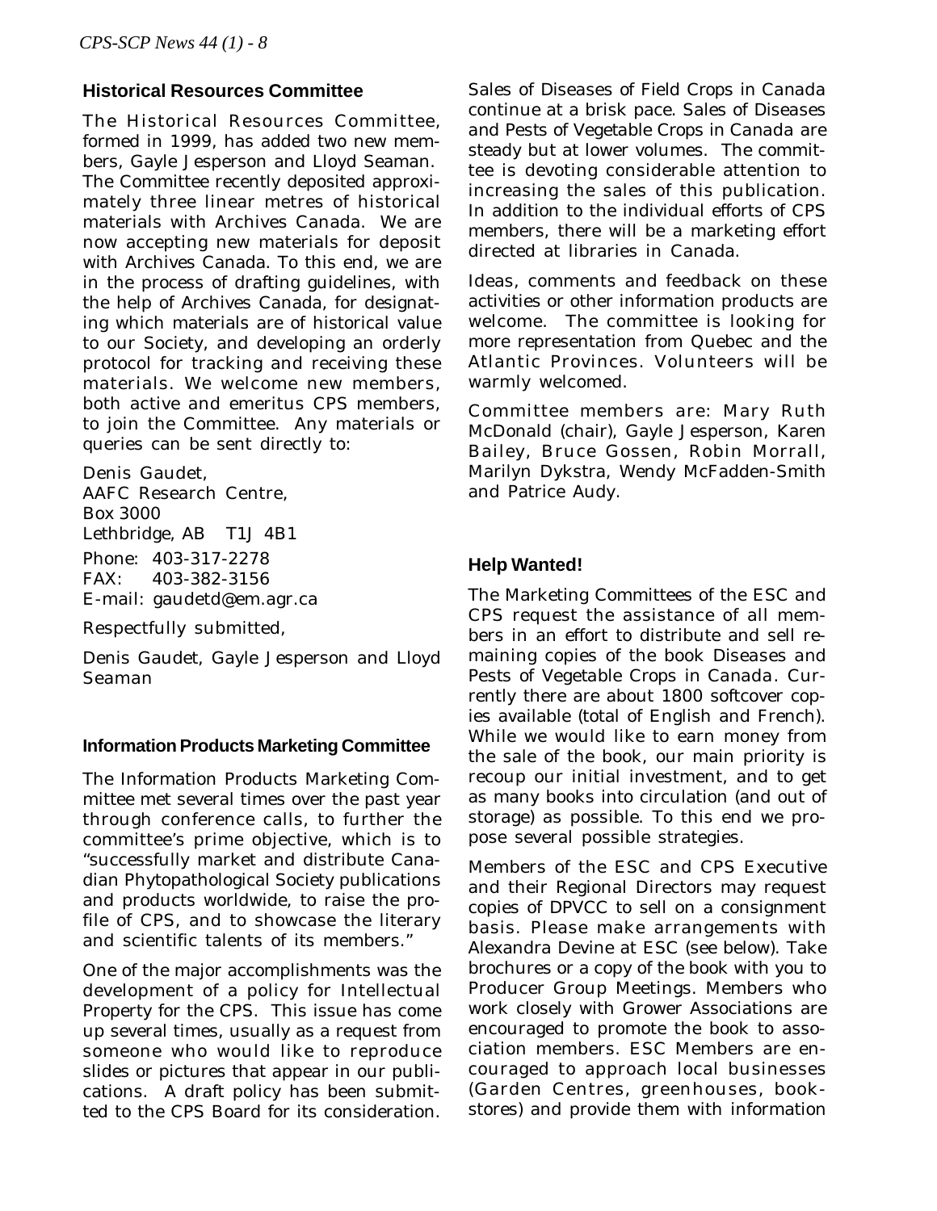### Historical Resources Committee

The Historical Resources Committee, formed in 1999, has added two new members, Gayle Jesperson and Lloyd Seaman. The Committee recently deposited approximately three linear metres of historical materials with Archives Canada. We are now accepting new materials for deposit with Archives Canada. To this end, we are in the process of drafting guidelines, with the help of Archives Canada, for designating which materials are of historical value to our Society, and developing an orderly protocol for tracking and receiving these materials. We welcome new members, both active and emeritus CPS members, to join the Committee. Any materials or queries can be sent directly to:

Denis Gaudet,
AAFC Research Centre,
Box 3000
Lethbridge, AB T1J 4B1
Phone: 403-317-2278
FAX: 403-382-3156
E-mail: gaudetd@em.agr.ca

Respectfully submitted,

Denis Gaudet, Gayle Jesperson and Lloyd Seaman

### Information Products Marketing Committee

The Information Products Marketing Committee met several times over the past year through conference calls, to further the committee's prime objective, which is to "successfully market and distribute Canadian Phytopathological Society publications and products worldwide, to raise the profile of CPS, and to showcase the literary and scientific talents of its members."

One of the major accomplishments was the development of a policy for Intellectual Property for the CPS. This issue has come up several times, usually as a request from someone who would like to reproduce slides or pictures that appear in our publications. A draft policy has been submitted to the CPS Board for its consideration.

Sales of Diseases of Field Crops in Canada continue at a brisk pace. Sales of Diseases and Pests of Vegetable Crops in Canada are steady but at lower volumes. The committee is devoting considerable attention to increasing the sales of this publication. In addition to the individual efforts of CPS members, there will be a marketing effort directed at libraries in Canada.

Ideas, comments and feedback on these activities or other information products are welcome. The committee is looking for more representation from Quebec and the Atlantic Provinces. Volunteers will be warmly welcomed.

Committee members are: Mary Ruth McDonald (chair), Gayle Jesperson, Karen Bailey, Bruce Gossen, Robin Morrall, Marilyn Dykstra, Wendy McFadden-Smith and Patrice Audy.

### Help Wanted!

The Marketing Committees of the ESC and CPS request the assistance of all members in an effort to distribute and sell remaining copies of the book Diseases and Pests of Vegetable Crops in Canada. Currently there are about 1800 softcover copies available (total of English and French). While we would like to earn money from the sale of the book, our main priority is recoup our initial investment, and to get as many books into circulation (and out of storage) as possible. To this end we propose several possible strategies.

Members of the ESC and CPS Executive and their Regional Directors may request copies of DPVCC to sell on a consignment basis. Please make arrangements with Alexandra Devine at ESC (see below). Take brochures or a copy of the book with you to Producer Group Meetings. Members who work closely with Grower Associations are encouraged to promote the book to association members. ESC Members are encouraged to approach local businesses (Garden Centres, greenhouses, bookstores) and provide them with information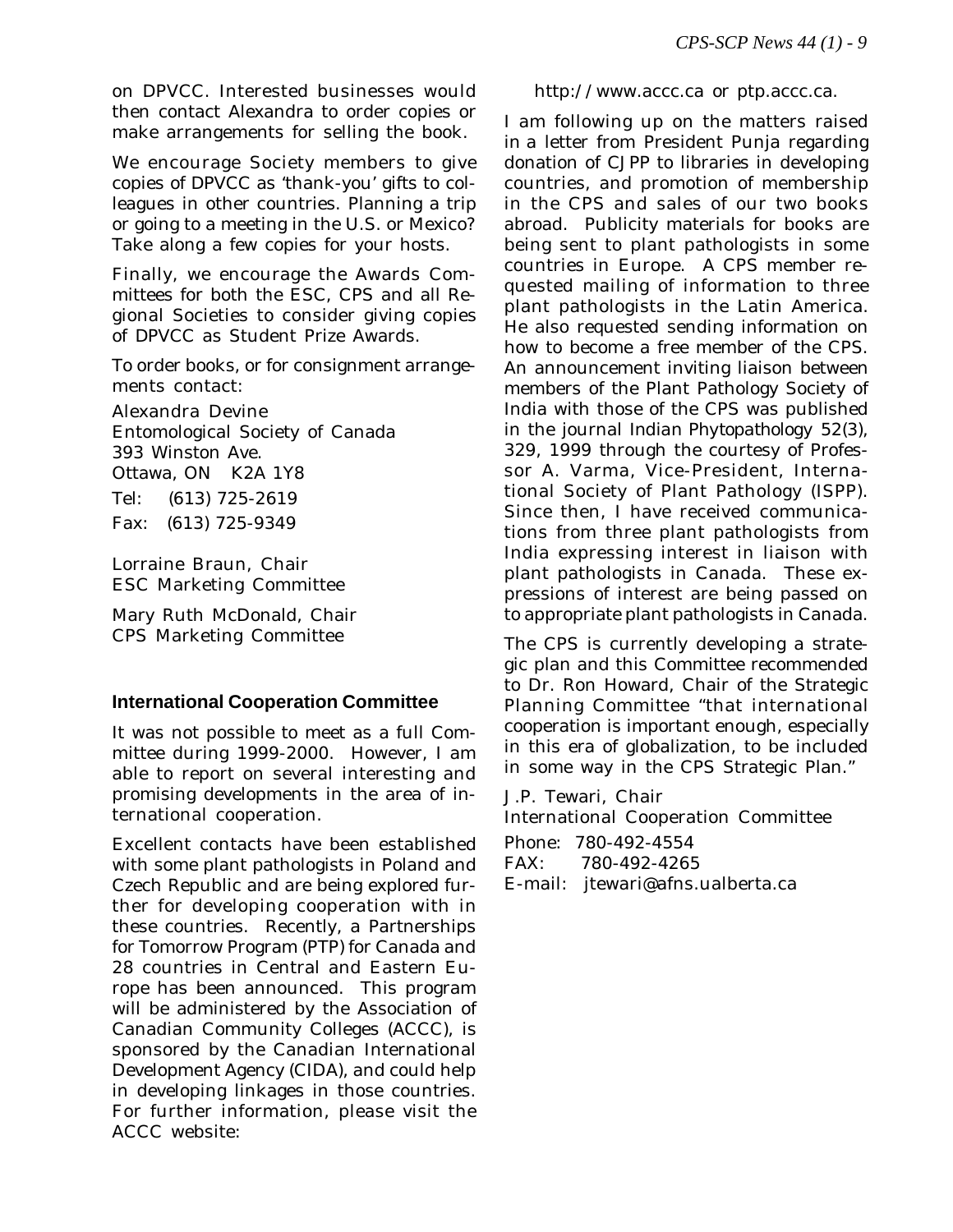on DPVCC. Interested businesses would then contact Alexandra to order copies or make arrangements for selling the book.

We encourage Society members to give copies of DPVCC as 'thank-you' gifts to colleagues in other countries. Planning a trip or going to a meeting in the U.S. or Mexico? Take along a few copies for your hosts.

Finally, we encourage the Awards Committees for both the ESC, CPS and all Regional Societies to consider giving copies of DPVCC as Student Prize Awards.

To order books, or for consignment arrangements contact:

Alexandra Devine
Entomological Society of Canada
393 Winston Ave.
Ottawa, ON K2A 1Y8
Tel: (613) 725-2619
Fax: (613) 725-9349

Lorraine Braun, Chair
ESC Marketing Committee

Mary Ruth McDonald, Chair
CPS Marketing Committee

### International Cooperation Committee

It was not possible to meet as a full Committee during 1999-2000. However, I am able to report on several interesting and promising developments in the area of international cooperation.

Excellent contacts have been established with some plant pathologists in Poland and Czech Republic and are being explored further for developing cooperation with in these countries. Recently, a Partnerships for Tomorrow Program (PTP) for Canada and 28 countries in Central and Eastern Europe has been announced. This program will be administered by the Association of Canadian Community Colleges (ACCC), is sponsored by the Canadian International Development Agency (CIDA), and could help in developing linkages in those countries. For further information, please visit the ACCC website:

http://www.accc.ca or ptp.accc.ca.

I am following up on the matters raised in a letter from President Punja regarding donation of CJPP to libraries in developing countries, and promotion of membership in the CPS and sales of our two books abroad. Publicity materials for books are being sent to plant pathologists in some countries in Europe. A CPS member requested mailing of information to three plant pathologists in the Latin America. He also requested sending information on how to become a free member of the CPS. An announcement inviting liaison between members of the Plant Pathology Society of India with those of the CPS was published in the journal Indian Phytopathology 52(3), 329, 1999 through the courtesy of Professor A. Varma, Vice-President, International Society of Plant Pathology (ISPP). Since then, I have received communications from three plant pathologists from India expressing interest in liaison with plant pathologists in Canada. These expressions of interest are being passed on to appropriate plant pathologists in Canada.

The CPS is currently developing a strategic plan and this Committee recommended to Dr. Ron Howard, Chair of the Strategic Planning Committee "that international cooperation is important enough, especially in this era of globalization, to be included in some way in the CPS Strategic Plan."

J.P. Tewari, Chair
International Cooperation Committee
Phone: 780-492-4554
FAX: 780-492-4265
E-mail: jtewari@afns.ualberta.ca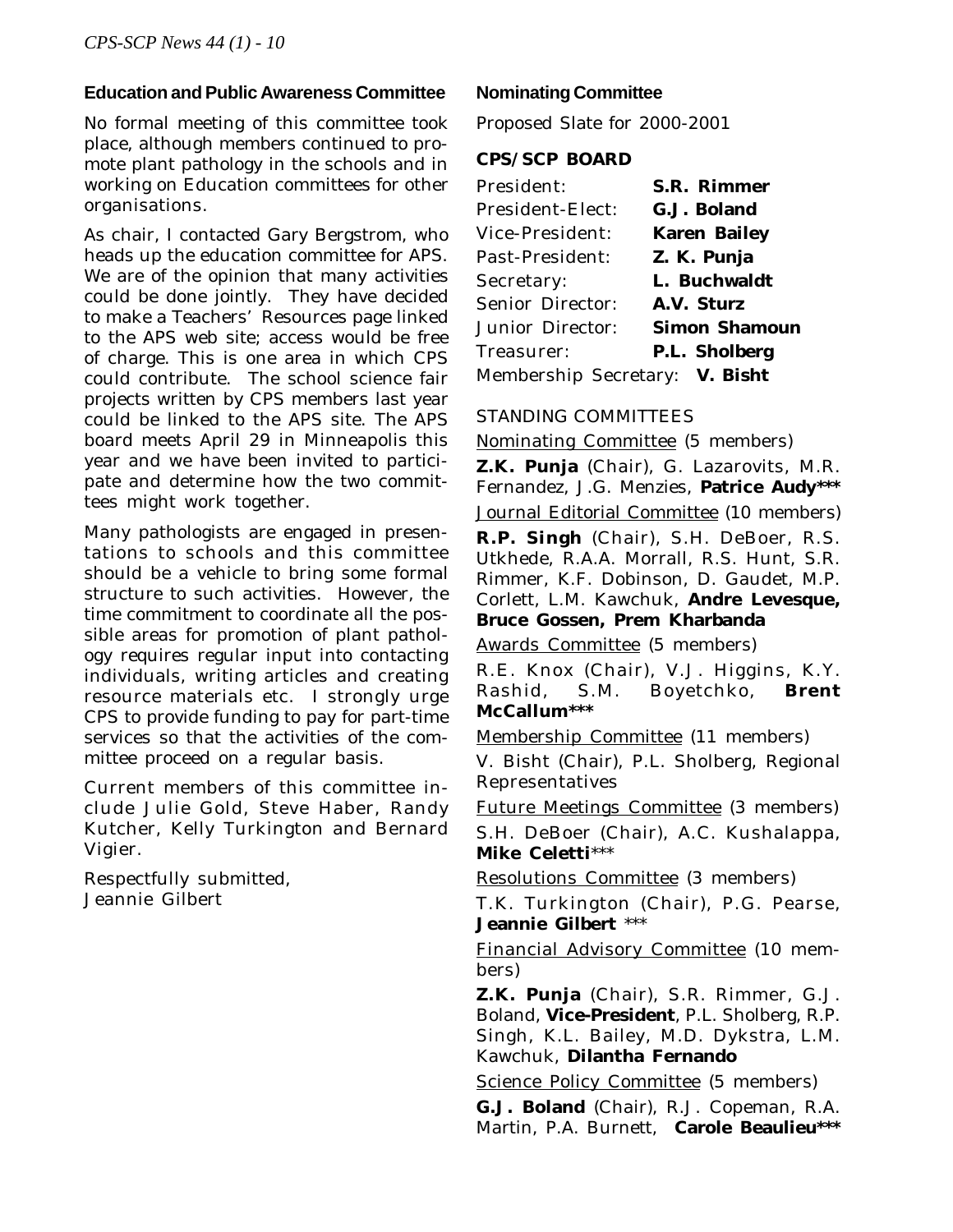### Education and Public Awareness Committee

No formal meeting of this committee took place, although members continued to promote plant pathology in the schools and in working on Education committees for other organisations.

As chair, I contacted Gary Bergstrom, who heads up the education committee for APS. We are of the opinion that many activities could be done jointly. They have decided to make a Teachers' Resources page linked to the APS web site; access would be free of charge. This is one area in which CPS could contribute. The school science fair projects written by CPS members last year could be linked to the APS site. The APS board meets April 29 in Minneapolis this year and we have been invited to participate and determine how the two committees might work together.

Many pathologists are engaged in presentations to schools and this committee should be a vehicle to bring some formal structure to such activities. However, the time commitment to coordinate all the possible areas for promotion of plant pathology requires regular input into contacting individuals, writing articles and creating resource materials etc. I strongly urge CPS to provide funding to pay for part-time services so that the activities of the committee proceed on a regular basis.

Current members of this committee include Julie Gold, Steve Haber, Randy Kutcher, Kelly Turkington and Bernard Vigier.

Respectfully submitted,
Jeannie Gilbert

### Nominating Committee

Proposed Slate for 2000-2001

**CPS/SCP BOARD**

| | |
|---|---|
| President: | **S.R. Rimmer** |
| President-Elect: | **G.J. Boland** |
| Vice-President: | **Karen Bailey** |
| Past-President: | **Z. K. Punja** |
| Secretary: | **L. Buchwaldt** |
| Senior Director: | **A.V. Sturz** |
| Junior Director: | **Simon Shamoun** |
| Treasurer: | **P.L. Sholberg** |
| Membership Secretary: | **V. Bisht** |

STANDING COMMITTEES

Nominating Committee (5 members)

**Z.K. Punja** (Chair), G. Lazarovits, M.R. Fernandez, J.G. Menzies, **Patrice Audy*****

Journal Editorial Committee (10 members)

**R.P. Singh** (Chair), S.H. DeBoer, R.S. Utkhede, R.A.A. Morrall, R.S. Hunt, S.R. Rimmer, K.F. Dobinson, D. Gaudet, M.P. Corlett, L.M. Kawchuk, **Andre Levesque, Bruce Gossen, Prem Kharbanda**

Awards Committee (5 members)

R.E. Knox (Chair), V.J. Higgins, K.Y. Rashid, S.M. Boyetchko, **Brent McCallum*****

Membership Committee (11 members)

V. Bisht (Chair), P.L. Sholberg, Regional Representatives

Future Meetings Committee (3 members)

S.H. DeBoer (Chair), A.C. Kushalappa, **Mike Celetti*****

Resolutions Committee (3 members)

T.K. Turkington (Chair), P.G. Pearse, **Jeannie Gilbert** ***

Financial Advisory Committee (10 members)

**Z.K. Punja** (Chair), S.R. Rimmer, G.J. Boland, **Vice-President**, P.L. Sholberg, R.P. Singh, K.L. Bailey, M.D. Dykstra, L.M. Kawchuk, **Dilantha Fernando**

Science Policy Committee (5 members)

**G.J. Boland** (Chair), R.J. Copeman, R.A. Martin, P.A. Burnett, **Carole Beaulieu*****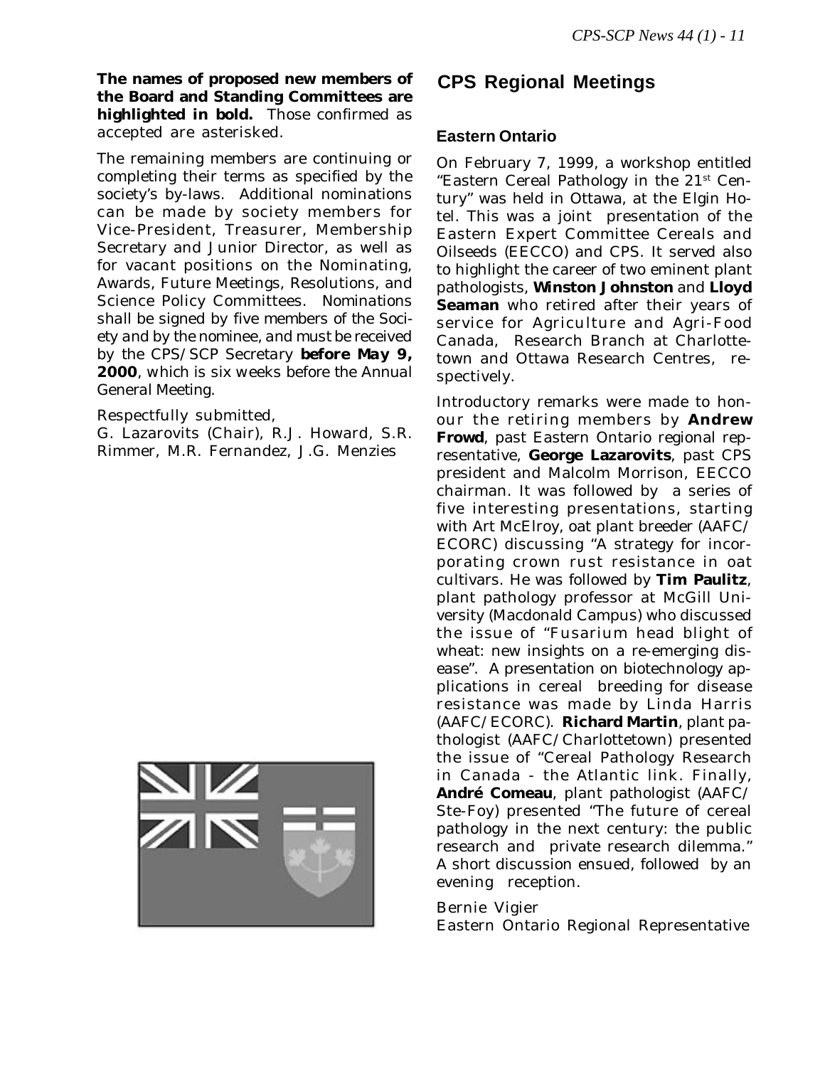**The names of proposed new members of the Board and Standing Committees are highlighted in bold.** Those confirmed as accepted are asterisked.

The remaining members are continuing or completing their terms as specified by the society's by-laws. Additional nominations can be made by society members for Vice-President, Treasurer, Membership Secretary and Junior Director, as well as for vacant positions on the Nominating, Awards, Future Meetings, Resolutions, and Science Policy Committees. Nominations shall be signed by five members of the Society and by the nominee, and must be received by the CPS/SCP Secretary **before May 9, 2000**, which is six weeks before the Annual General Meeting.

Respectfully submitted,
G. Lazarovits (Chair), R.J. Howard, S.R. Rimmer, M.R. Fernandez, J.G. Menzies

## CPS Regional Meetings

### Eastern Ontario

On February 7, 1999, a workshop entitled "Eastern Cereal Pathology in the 21[st] Century" was held in Ottawa, at the Elgin Hotel. This was a joint presentation of the Eastern Expert Committee Cereals and Oilseeds (EECCO) and CPS. It served also to highlight the career of two eminent plant pathologists, **Winston Johnston** and **Lloyd Seaman** who retired after their years of service for Agriculture and Agri-Food Canada, Research Branch at Charlottetown and Ottawa Research Centres, respectively.

Introductory remarks were made to honour the retiring members by **Andrew Frowd**, past Eastern Ontario regional representative, **George Lazarovits**, past CPS president and Malcolm Morrison, EECCO chairman. It was followed by a series of five interesting presentations, starting with Art McElroy, oat plant breeder (AAFC/ECORC) discussing "A strategy for incorporating crown rust resistance in oat cultivars. He was followed by **Tim Paulitz**, plant pathology professor at McGill University (Macdonald Campus) who discussed the issue of "Fusarium head blight of wheat: new insights on a re-emerging disease". A presentation on biotechnology applications in cereal breeding for disease resistance was made by Linda Harris (AAFC/ECORC). **Richard Martin**, plant pathologist (AAFC/Charlottetown) presented the issue of "Cereal Pathology Research in Canada - the Atlantic link. Finally, **André Comeau**, plant pathologist (AAFC/Ste-Foy) presented "The future of cereal pathology in the next century: the public research and private research dilemma." A short discussion ensued, followed by an evening reception.

Bernie Vigier
Eastern Ontario Regional Representative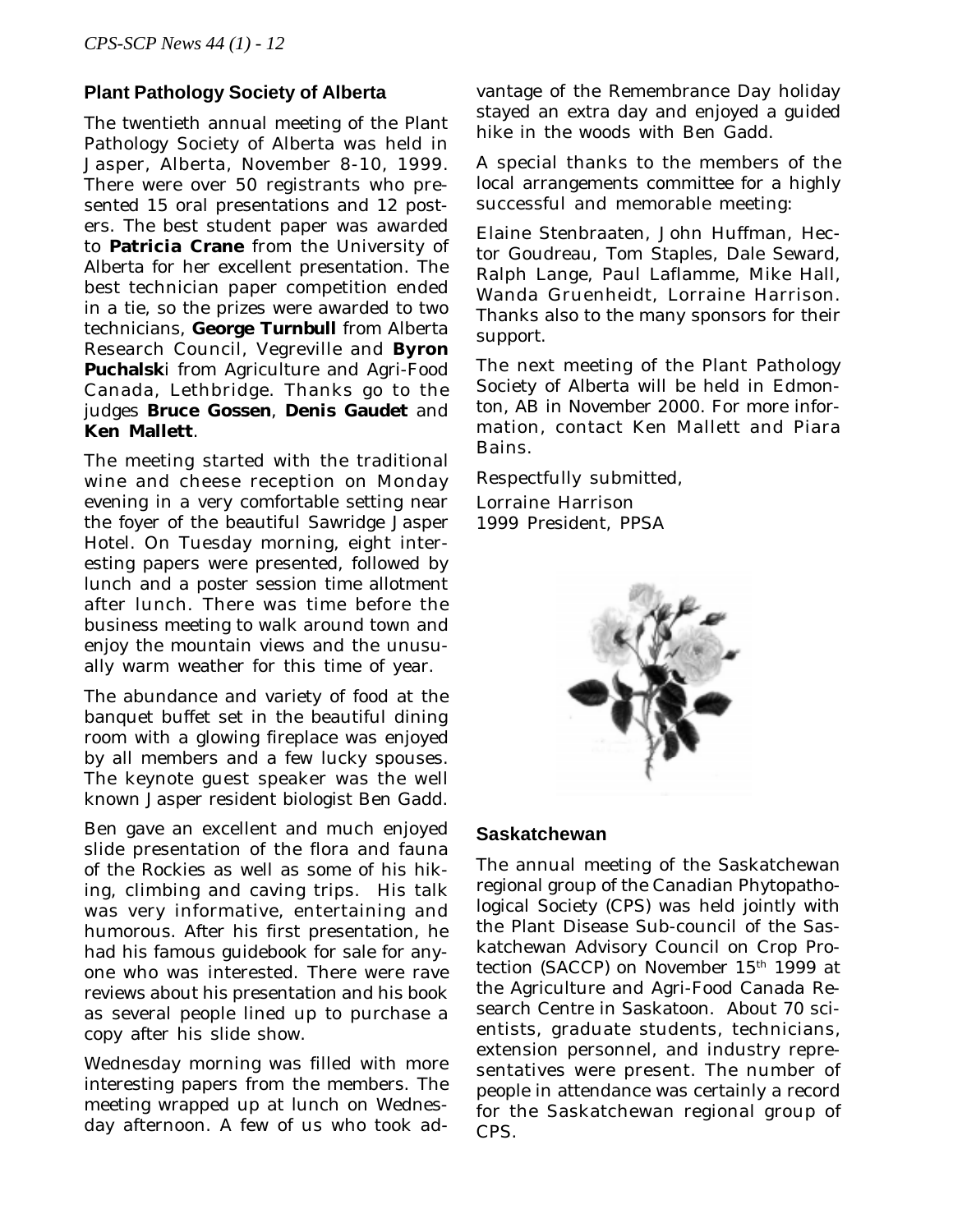## Plant Pathology Society of Alberta

The twentieth annual meeting of the Plant Pathology Society of Alberta was held in Jasper, Alberta, November 8-10, 1999. There were over 50 registrants who presented 15 oral presentations and 12 posters. The best student paper was awarded to **Patricia Crane** from the University of Alberta for her excellent presentation. The best technician paper competition ended in a tie, so the prizes were awarded to two technicians, **George Turnbull** from Alberta Research Council, Vegreville and **Byron Puchalsk**i from Agriculture and Agri-Food Canada, Lethbridge. Thanks go to the judges **Bruce Gossen**, **Denis Gaudet** and **Ken Mallett**.

The meeting started with the traditional wine and cheese reception on Monday evening in a very comfortable setting near the foyer of the beautiful Sawridge Jasper Hotel. On Tuesday morning, eight interesting papers were presented, followed by lunch and a poster session time allotment after lunch. There was time before the business meeting to walk around town and enjoy the mountain views and the unusually warm weather for this time of year.

The abundance and variety of food at the banquet buffet set in the beautiful dining room with a glowing fireplace was enjoyed by all members and a few lucky spouses. The keynote guest speaker was the well known Jasper resident biologist Ben Gadd.

Ben gave an excellent and much enjoyed slide presentation of the flora and fauna of the Rockies as well as some of his hiking, climbing and caving trips. His talk was very informative, entertaining and humorous. After his first presentation, he had his famous guidebook for sale for anyone who was interested. There were rave reviews about his presentation and his book as several people lined up to purchase a copy after his slide show.

Wednesday morning was filled with more interesting papers from the members. The meeting wrapped up at lunch on Wednesday afternoon. A few of us who took advantage of the Remembrance Day holiday stayed an extra day and enjoyed a guided hike in the woods with Ben Gadd.

A special thanks to the members of the local arrangements committee for a highly successful and memorable meeting:

Elaine Stenbraaten, John Huffman, Hector Goudreau, Tom Staples, Dale Seward, Ralph Lange, Paul Laflamme, Mike Hall, Wanda Gruenheidt, Lorraine Harrison. Thanks also to the many sponsors for their support.

The next meeting of the Plant Pathology Society of Alberta will be held in Edmonton, AB in November 2000. For more information, contact Ken Mallett and Piara Bains.

Respectfully submitted,
Lorraine Harrison
1999 President, PPSA

## Saskatchewan

The annual meeting of the Saskatchewan regional group of the Canadian Phytopathological Society (CPS) was held jointly with the Plant Disease Sub-council of the Saskatchewan Advisory Council on Crop Protection (SACCP) on November 15th 1999 at the Agriculture and Agri-Food Canada Research Centre in Saskatoon. About 70 scientists, graduate students, technicians, extension personnel, and industry representatives were present. The number of people in attendance was certainly a record for the Saskatchewan regional group of CPS.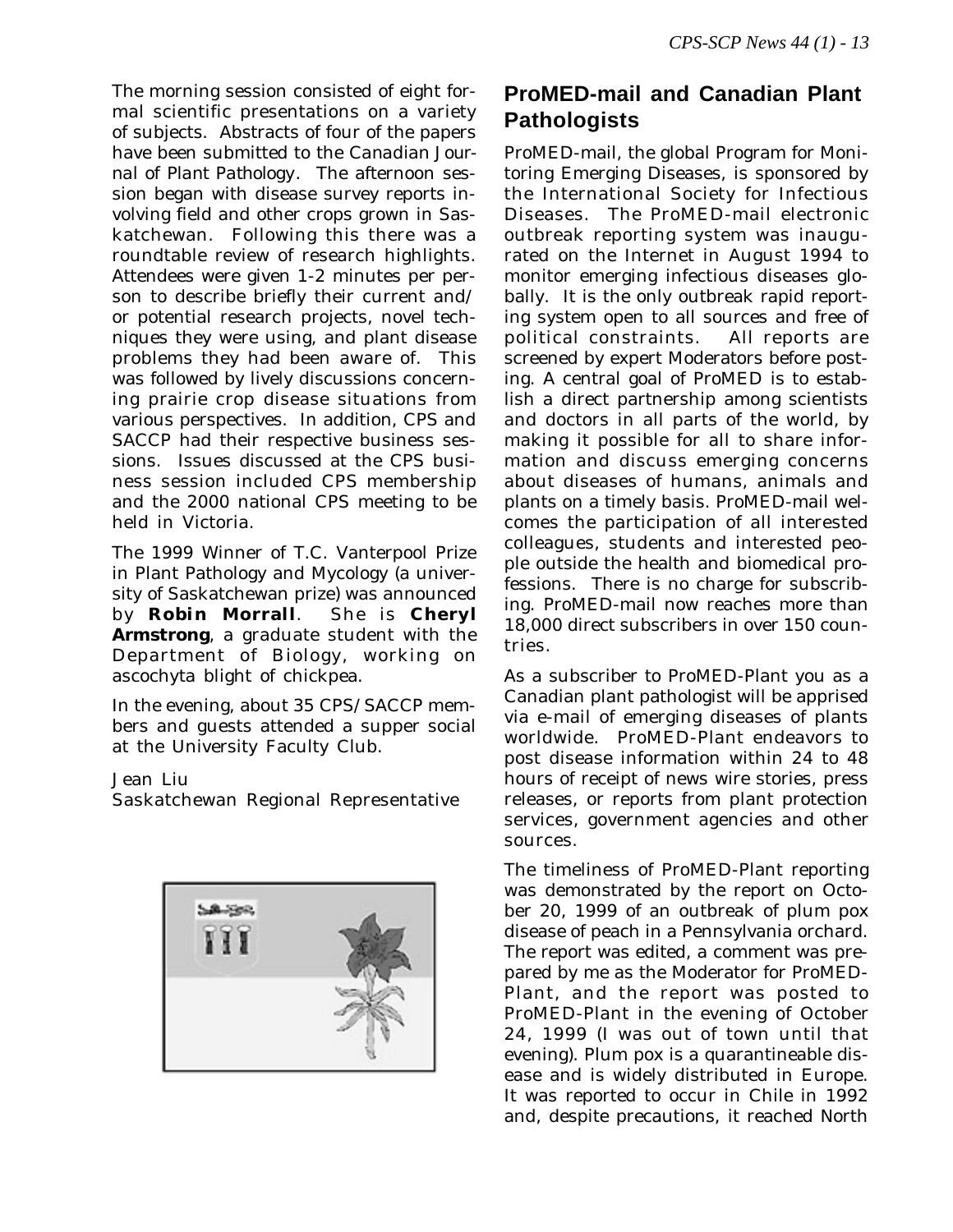The morning session consisted of eight formal scientific presentations on a variety of subjects. Abstracts of four of the papers have been submitted to the Canadian Journal of Plant Pathology. The afternoon session began with disease survey reports involving field and other crops grown in Saskatchewan. Following this there was a roundtable review of research highlights. Attendees were given 1-2 minutes per person to describe briefly their current and/or potential research projects, novel techniques they were using, and plant disease problems they had been aware of. This was followed by lively discussions concerning prairie crop disease situations from various perspectives. In addition, CPS and SACCP had their respective business sessions. Issues discussed at the CPS business session included CPS membership and the 2000 national CPS meeting to be held in Victoria.

The 1999 Winner of T.C. Vanterpool Prize in Plant Pathology and Mycology (a university of Saskatchewan prize) was announced by **Robin Morrall**. She is **Cheryl Armstrong**, a graduate student with the Department of Biology, working on ascochyta blight of chickpea.

In the evening, about 35 CPS/SACCP members and guests attended a supper social at the University Faculty Club.

Jean Liu
Saskatchewan Regional Representative

## ProMED-mail and Canadian Plant Pathologists

ProMED-mail, the global Program for Monitoring Emerging Diseases, is sponsored by the International Society for Infectious Diseases. The ProMED-mail electronic outbreak reporting system was inaugurated on the Internet in August 1994 to monitor emerging infectious diseases globally. It is the only outbreak rapid reporting system open to all sources and free of political constraints. All reports are screened by expert Moderators before posting. A central goal of ProMED is to establish a direct partnership among scientists and doctors in all parts of the world, by making it possible for all to share information and discuss emerging concerns about diseases of humans, animals and plants on a timely basis. ProMED-mail welcomes the participation of all interested colleagues, students and interested people outside the health and biomedical professions. There is no charge for subscribing. ProMED-mail now reaches more than 18,000 direct subscribers in over 150 countries.

As a subscriber to ProMED-Plant you as a Canadian plant pathologist will be apprised via e-mail of emerging diseases of plants worldwide. ProMED-Plant endeavors to post disease information within 24 to 48 hours of receipt of news wire stories, press releases, or reports from plant protection services, government agencies and other sources.

The timeliness of ProMED-Plant reporting was demonstrated by the report on October 20, 1999 of an outbreak of plum pox disease of peach in a Pennsylvania orchard. The report was edited, a comment was prepared by me as the Moderator for ProMED-Plant, and the report was posted to ProMED-Plant in the evening of October 24, 1999 (I was out of town until that evening). Plum pox is a quarantineable disease and is widely distributed in Europe. It was reported to occur in Chile in 1992 and, despite precautions, it reached North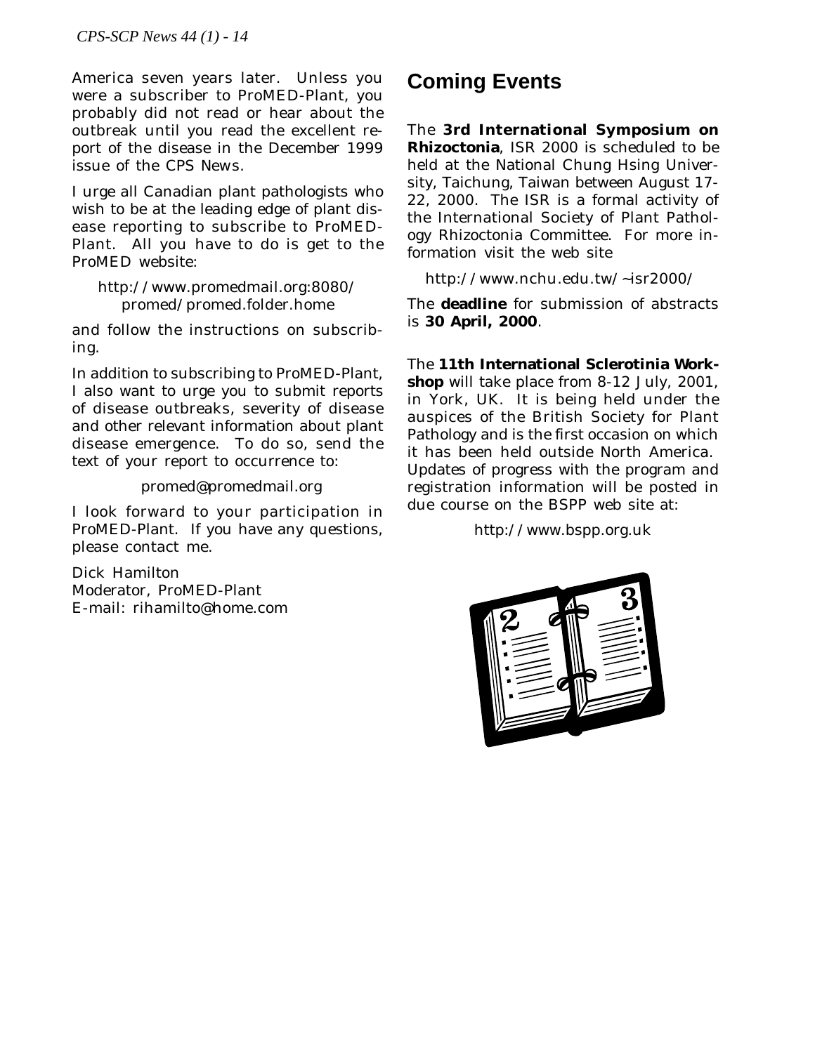America seven years later. Unless you were a subscriber to ProMED-Plant, you probably did not read or hear about the outbreak until you read the excellent report of the disease in the December 1999 issue of the CPS News.

I urge all Canadian plant pathologists who wish to be at the leading edge of plant disease reporting to subscribe to ProMED-Plant. All you have to do is get to the ProMED website:

http://www.promedmail.org:8080/promed/promed.folder.home

and follow the instructions on subscribing.

In addition to subscribing to ProMED-Plant, I also want to urge you to submit reports of disease outbreaks, severity of disease and other relevant information about plant disease emergence. To do so, send the text of your report to occurrence to:

promed@promedmail.org

I look forward to your participation in ProMED-Plant. If you have any questions, please contact me.

Dick Hamilton
Moderator, ProMED-Plant
E-mail: rihamilto@home.com

## Coming Events

The **3rd International Symposium on Rhizoctonia**, ISR 2000 is scheduled to be held at the National Chung Hsing University, Taichung, Taiwan between August 17-22, 2000. The ISR is a formal activity of the International Society of Plant Pathology Rhizoctonia Committee. For more information visit the web site

http://www.nchu.edu.tw/~isr2000/

The **deadline** for submission of abstracts is **30 April, 2000**.

The **11th International Sclerotinia Workshop** will take place from 8-12 July, 2001, in York, UK. It is being held under the auspices of the British Society for Plant Pathology and is the first occasion on which it has been held outside North America. Updates of progress with the program and registration information will be posted in due course on the BSPP web site at:

http://www.bspp.org.uk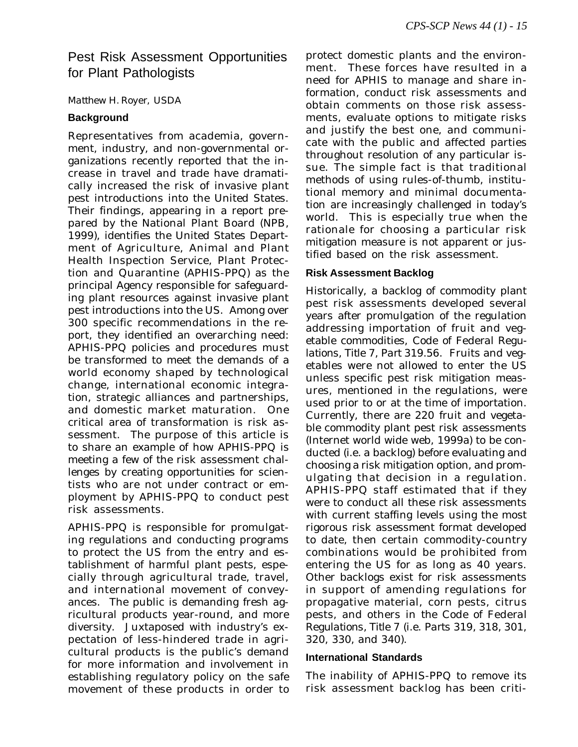# Pest Risk Assessment Opportunities for Plant Pathologists

Matthew H. Royer, USDA

### Background

Representatives from academia, government, industry, and non-governmental organizations recently reported that the increase in travel and trade have dramatically increased the risk of invasive plant pest introductions into the United States. Their findings, appearing in a report prepared by the National Plant Board (NPB, 1999), identifies the United States Department of Agriculture, Animal and Plant Health Inspection Service, Plant Protection and Quarantine (APHIS-PPQ) as the principal Agency responsible for safeguarding plant resources against invasive plant pest introductions into the US. Among over 300 specific recommendations in the report, they identified an overarching need: APHIS-PPQ policies and procedures must be transformed to meet the demands of a world economy shaped by technological change, international economic integration, strategic alliances and partnerships, and domestic market maturation. One critical area of transformation is risk assessment. The purpose of this article is to share an example of how APHIS-PPQ is meeting a few of the risk assessment challenges by creating opportunities for scientists who are not under contract or employment by APHIS-PPQ to conduct pest risk assessments.

APHIS-PPQ is responsible for promulgating regulations and conducting programs to protect the US from the entry and establishment of harmful plant pests, especially through agricultural trade, travel, and international movement of conveyances. The public is demanding fresh agricultural products year-round, and more diversity. Juxtaposed with industry's expectation of less-hindered trade in agricultural products is the public's demand for more information and involvement in establishing regulatory policy on the safe movement of these products in order to protect domestic plants and the environment. These forces have resulted in a need for APHIS to manage and share information, conduct risk assessments and obtain comments on those risk assessments, evaluate options to mitigate risks and justify the best one, and communicate with the public and affected parties throughout resolution of any particular issue. The simple fact is that traditional methods of using rules-of-thumb, institutional memory and minimal documentation are increasingly challenged in today's world. This is especially true when the rationale for choosing a particular risk mitigation measure is not apparent or justified based on the risk assessment.

### Risk Assessment Backlog

Historically, a backlog of commodity plant pest risk assessments developed several years after promulgation of the regulation addressing importation of fruit and vegetable commodities, Code of Federal Regulations, Title 7, Part 319.56. Fruits and vegetables were not allowed to enter the US unless specific pest risk mitigation measures, mentioned in the regulations, were used prior to or at the time of importation. Currently, there are 220 fruit and vegetable commodity plant pest risk assessments (Internet world wide web, 1999a) to be conducted (i.e. a backlog) before evaluating and choosing a risk mitigation option, and promulgating that decision in a regulation. APHIS-PPQ staff estimated that if they were to conduct all these risk assessments with current staffing levels using the most rigorous risk assessment format developed to date, then certain commodity-country combinations would be prohibited from entering the US for as long as 40 years. Other backlogs exist for risk assessments in support of amending regulations for propagative material, corn pests, citrus pests, and others in the Code of Federal Regulations, Title 7 (i.e. Parts 319, 318, 301, 320, 330, and 340).

### International Standards

The inability of APHIS-PPQ to remove its risk assessment backlog has been criti-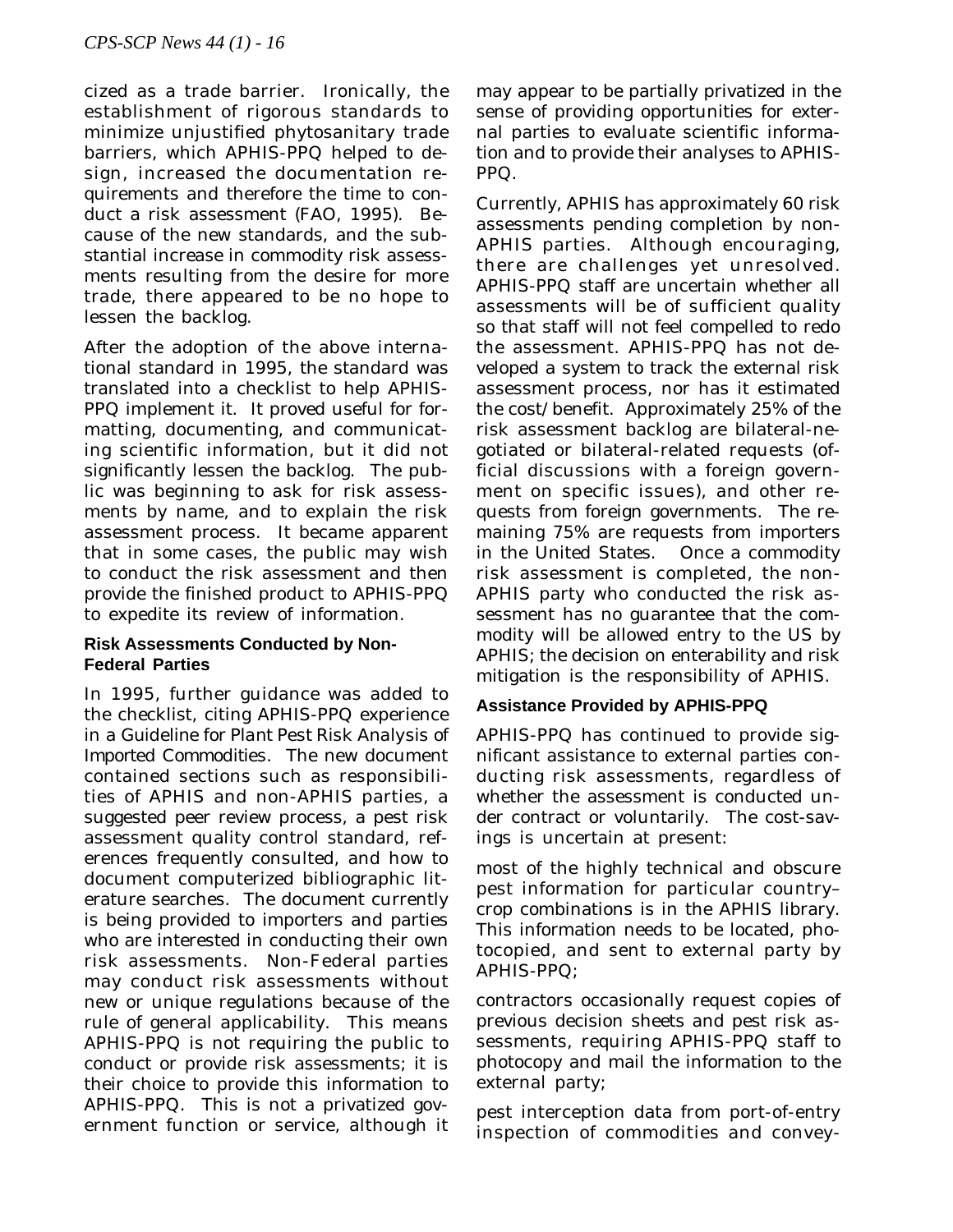cized as a trade barrier. Ironically, the establishment of rigorous standards to minimize unjustified phytosanitary trade barriers, which APHIS-PPQ helped to design, increased the documentation requirements and therefore the time to conduct a risk assessment (FAO, 1995). Because of the new standards, and the substantial increase in commodity risk assessments resulting from the desire for more trade, there appeared to be no hope to lessen the backlog.

After the adoption of the above international standard in 1995, the standard was translated into a checklist to help APHIS-PPQ implement it. It proved useful for formatting, documenting, and communicating scientific information, but it did not significantly lessen the backlog. The public was beginning to ask for risk assessments by name, and to explain the risk assessment process. It became apparent that in some cases, the public may wish to conduct the risk assessment and then provide the finished product to APHIS-PPQ to expedite its review of information.

### Risk Assessments Conducted by Non-Federal Parties

In 1995, further guidance was added to the checklist, citing APHIS-PPQ experience in a *Guideline for Plant Pest Risk Analysis of Imported Commodities*. The new document contained sections such as responsibilities of APHIS and non-APHIS parties, a suggested peer review process, a pest risk assessment quality control standard, references frequently consulted, and how to document computerized bibliographic literature searches. The document currently is being provided to importers and parties who are interested in conducting their own risk assessments. Non-Federal parties may conduct risk assessments without new or unique regulations because of the rule of general applicability. This means APHIS-PPQ is not requiring the public to conduct or provide risk assessments; it is their choice to provide this information to APHIS-PPQ. This is not a privatized government function or service, although it may appear to be partially privatized in the sense of providing opportunities for external parties to evaluate scientific information and to provide their analyses to APHIS-PPQ.

Currently, APHIS has approximately 60 risk assessments pending completion by non-APHIS parties. Although encouraging, there are challenges yet unresolved. APHIS-PPQ staff are uncertain whether all assessments will be of sufficient quality so that staff will not feel compelled to redo the assessment. APHIS-PPQ has not developed a system to track the external risk assessment process, nor has it estimated the cost/benefit. Approximately 25% of the risk assessment backlog are bilateral-negotiated or bilateral-related requests (official discussions with a foreign government on specific issues), and other requests from foreign governments. The remaining 75% are requests from importers in the United States. Once a commodity risk assessment is completed, the non-APHIS party who conducted the risk assessment has no guarantee that the commodity will be allowed entry to the US by APHIS; the decision on enterability and risk mitigation is the responsibility of APHIS.

### Assistance Provided by APHIS-PPQ

APHIS-PPQ has continued to provide significant assistance to external parties conducting risk assessments, regardless of whether the assessment is conducted under contract or voluntarily. The cost-savings is uncertain at present:

most of the highly technical and obscure pest information for particular country–crop combinations is in the APHIS library. This information needs to be located, photocopied, and sent to external party by APHIS-PPQ;

contractors occasionally request copies of previous decision sheets and pest risk assessments, requiring APHIS-PPQ staff to photocopy and mail the information to the external party;

pest interception data from port-of-entry inspection of commodities and convey-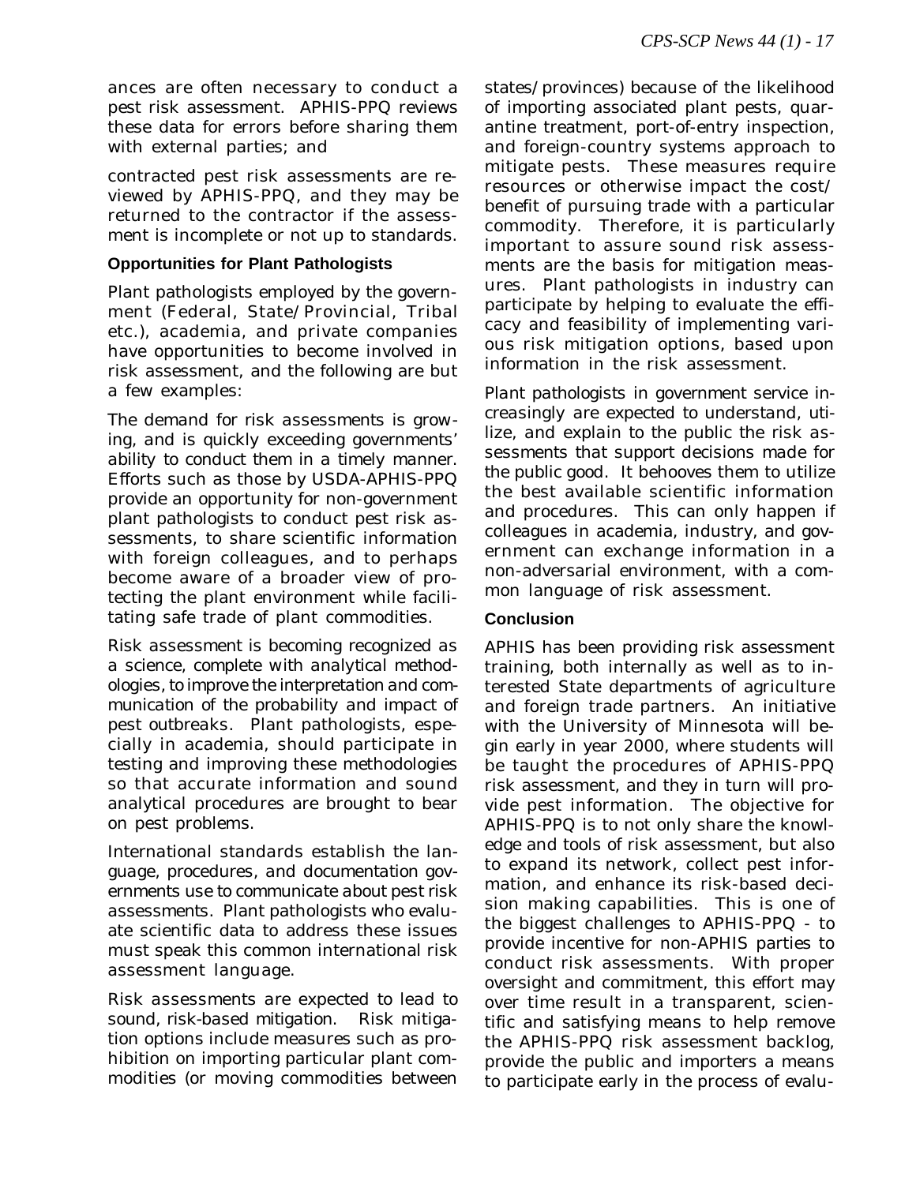ances are often necessary to conduct a pest risk assessment. APHIS-PPQ reviews these data for errors before sharing them with external parties; and

contracted pest risk assessments are reviewed by APHIS-PPQ, and they may be returned to the contractor if the assessment is incomplete or not up to standards.

### Opportunities for Plant Pathologists

Plant pathologists employed by the government (Federal, State/Provincial, Tribal etc.), academia, and private companies have opportunities to become involved in risk assessment, and the following are but a few examples:

The demand for risk assessments is growing, and is quickly exceeding governments' ability to conduct them in a timely manner. Efforts such as those by USDA-APHIS-PPQ provide an opportunity for non-government plant pathologists to conduct pest risk assessments, to share scientific information with foreign colleagues, and to perhaps become aware of a broader view of protecting the plant environment while facilitating safe trade of plant commodities.

Risk assessment is becoming recognized as a science, complete with analytical methodologies, to improve the interpretation and communication of the probability and impact of pest outbreaks. Plant pathologists, especially in academia, should participate in testing and improving these methodologies so that accurate information and sound analytical procedures are brought to bear on pest problems.

International standards establish the language, procedures, and documentation governments use to communicate about pest risk assessments. Plant pathologists who evaluate scientific data to address these issues must speak this common international risk assessment language.

Risk assessments are expected to lead to sound, risk-based mitigation. Risk mitigation options include measures such as prohibition on importing particular plant commodities (or moving commodities between states/provinces) because of the likelihood of importing associated plant pests, quarantine treatment, port-of-entry inspection, and foreign-country systems approach to mitigate pests. These measures require resources or otherwise impact the cost/ benefit of pursuing trade with a particular commodity. Therefore, it is particularly important to assure sound risk assessments are the basis for mitigation measures. Plant pathologists in industry can participate by helping to evaluate the efficacy and feasibility of implementing various risk mitigation options, based upon information in the risk assessment.

Plant pathologists in government service increasingly are expected to understand, utilize, and explain to the public the risk assessments that support decisions made for the public good. It behooves them to utilize the best available scientific information and procedures. This can only happen if colleagues in academia, industry, and government can exchange information in a non-adversarial environment, with a common language of risk assessment.

### Conclusion

APHIS has been providing risk assessment training, both internally as well as to interested State departments of agriculture and foreign trade partners. An initiative with the University of Minnesota will begin early in year 2000, where students will be taught the procedures of APHIS-PPQ risk assessment, and they in turn will provide pest information. The objective for APHIS-PPQ is to not only share the knowledge and tools of risk assessment, but also to expand its network, collect pest information, and enhance its risk-based decision making capabilities. This is one of the biggest challenges to APHIS-PPQ - to provide incentive for non-APHIS parties to conduct risk assessments. With proper oversight and commitment, this effort may over time result in a transparent, scientific and satisfying means to help remove the APHIS-PPQ risk assessment backlog, provide the public and importers a means to participate early in the process of evalu-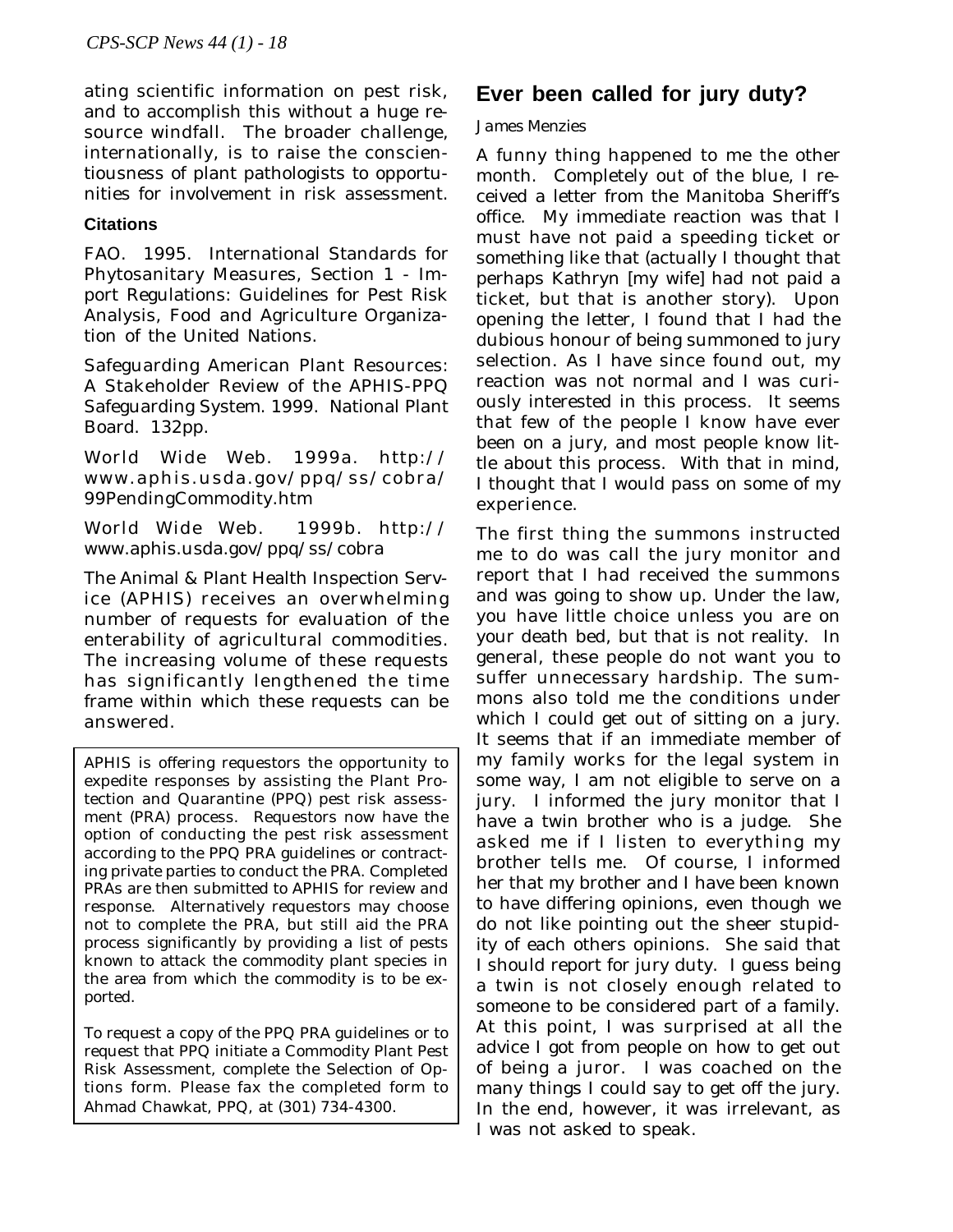ating scientific information on pest risk, and to accomplish this without a huge resource windfall. The broader challenge, internationally, is to raise the conscientiousness of plant pathologists to opportunities for involvement in risk assessment.

### Citations

FAO. 1995. International Standards for Phytosanitary Measures, Section 1 - Import Regulations: Guidelines for Pest Risk Analysis, Food and Agriculture Organization of the United Nations.

Safeguarding American Plant Resources: A Stakeholder Review of the APHIS-PPQ Safeguarding System. 1999. National Plant Board. 132pp.

World Wide Web. 1999a. http://www.aphis.usda.gov/ppq/ss/cobra/99PendingCommodity.htm

World Wide Web. 1999b. http://www.aphis.usda.gov/ppq/ss/cobra

The Animal & Plant Health Inspection Service (APHIS) receives an overwhelming number of requests for evaluation of the enterability of agricultural commodities. The increasing volume of these requests has significantly lengthened the time frame within which these requests can be answered.

APHIS is offering requestors the opportunity to expedite responses by assisting the Plant Protection and Quarantine (PPQ) pest risk assessment (PRA) process. Requestors now have the option of conducting the pest risk assessment according to the PPQ PRA guidelines or contracting private parties to conduct the PRA. Completed PRAs are then submitted to APHIS for review and response. Alternatively requestors may choose not to complete the PRA, but still aid the PRA process significantly by providing a list of pests known to attack the commodity plant species in the area from which the commodity is to be exported.

To request a copy of the PPQ PRA guidelines or to request that PPQ initiate a Commodity Plant Pest Risk Assessment, complete the Selection of Options form. Please fax the completed form to Ahmad Chawkat, PPQ, at (301) 734-4300.

## Ever been called for jury duty?

*James Menzies*

A funny thing happened to me the other month. Completely out of the blue, I received a letter from the Manitoba Sheriff's office. My immediate reaction was that I must have not paid a speeding ticket or something like that (actually I thought that perhaps Kathryn [my wife] had not paid a ticket, but that is another story). Upon opening the letter, I found that I had the dubious honour of being summoned to jury selection. As I have since found out, my reaction was not normal and I was curiously interested in this process. It seems that few of the people I know have ever been on a jury, and most people know little about this process. With that in mind, I thought that I would pass on some of my experience.

The first thing the summons instructed me to do was call the jury monitor and report that I had received the summons and was going to show up. Under the law, you have little choice unless you are on your death bed, but that is not reality. In general, these people do not want you to suffer unnecessary hardship. The summons also told me the conditions under which I could get out of sitting on a jury. It seems that if an immediate member of my family works for the legal system in some way, I am not eligible to serve on a jury. I informed the jury monitor that I have a twin brother who is a judge. She asked me if I listen to everything my brother tells me. Of course, I informed her that my brother and I have been known to have differing opinions, even though we do not like pointing out the sheer stupidity of each others opinions. She said that I should report for jury duty. I guess being a twin is not closely enough related to someone to be considered part of a family. At this point, I was surprised at all the advice I got from people on how to get out of being a juror. I was coached on the many things I could say to get off the jury. In the end, however, it was irrelevant, as I was not asked to speak.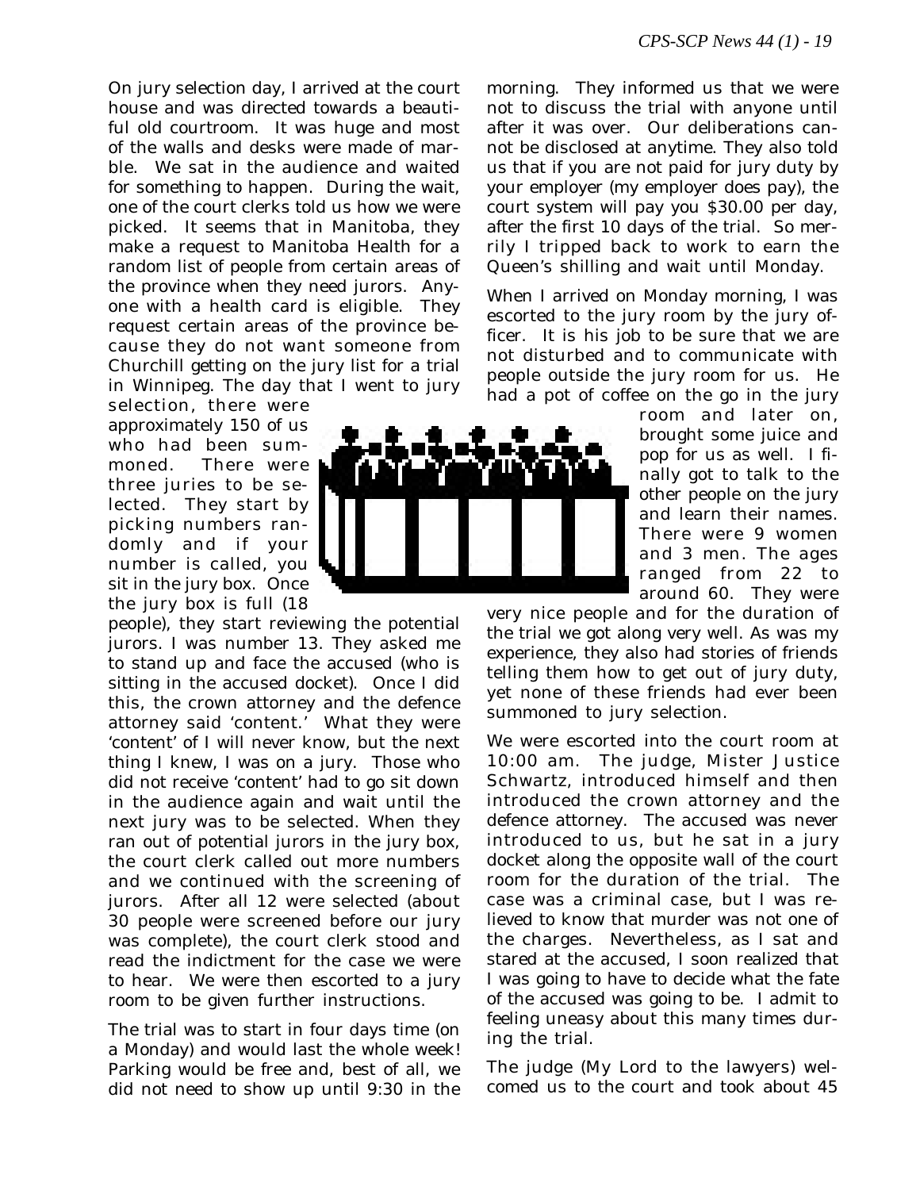On jury selection day, I arrived at the court house and was directed towards a beautiful old courtroom. It was huge and most of the walls and desks were made of marble. We sat in the audience and waited for something to happen. During the wait, one of the court clerks told us how we were picked. It seems that in Manitoba, they make a request to Manitoba Health for a random list of people from certain areas of the province when they need jurors. Anyone with a health card is eligible. They request certain areas of the province because they do not want someone from Churchill getting on the jury list for a trial in Winnipeg. The day that I went to jury selection, there were approximately 150 of us who had been summoned. There were three juries to be selected. They start by picking numbers randomly and if your number is called, you sit in the jury box. Once the jury box is full (18 people), they start reviewing the potential jurors. I was number 13. They asked me to stand up and face the accused (who is sitting in the accused docket). Once I did this, the crown attorney and the defence attorney said 'content.' What they were 'content' of I will never know, but the next thing I knew, I was on a jury. Those who did not receive 'content' had to go sit down in the audience again and wait until the next jury was to be selected. When they ran out of potential jurors in the jury box, the court clerk called out more numbers and we continued with the screening of jurors. After all 12 were selected (about 30 people were screened before our jury was complete), the court clerk stood and read the indictment for the case we were to hear. We were then escorted to a jury room to be given further instructions.

The trial was to start in four days time (on a Monday) and would last the whole week! Parking would be free and, best of all, we did not need to show up until 9:30 in the morning. They informed us that we were not to discuss the trial with anyone until after it was over. Our deliberations cannot be disclosed at anytime. They also told us that if you are not paid for jury duty by your employer (my employer does pay), the court system will pay you $30.00 per day, after the first 10 days of the trial. So merrily I tripped back to work to earn the Queen's shilling and wait until Monday.

When I arrived on Monday morning, I was escorted to the jury room by the jury officer. It is his job to be sure that we are not disturbed and to communicate with people outside the jury room for us. He had a pot of coffee on the go in the jury room and later on, brought some juice and pop for us as well. I finally got to talk to the other people on the jury and learn their names. There were 9 women and 3 men. The ages ranged from 22 to around 60. They were very nice people and for the duration of the trial we got along very well. As was my experience, they also had stories of friends telling them how to get out of jury duty, yet none of these friends had ever been summoned to jury selection.

We were escorted into the court room at 10:00 am. The judge, Mister Justice Schwartz, introduced himself and then introduced the crown attorney and the defence attorney. The accused was never introduced to us, but he sat in a jury docket along the opposite wall of the court room for the duration of the trial. The case was a criminal case, but I was relieved to know that murder was not one of the charges. Nevertheless, as I sat and stared at the accused, I soon realized that I was going to have to decide what the fate of the accused was going to be. I admit to feeling uneasy about this many times during the trial.

The judge (My Lord to the lawyers) welcomed us to the court and took about 45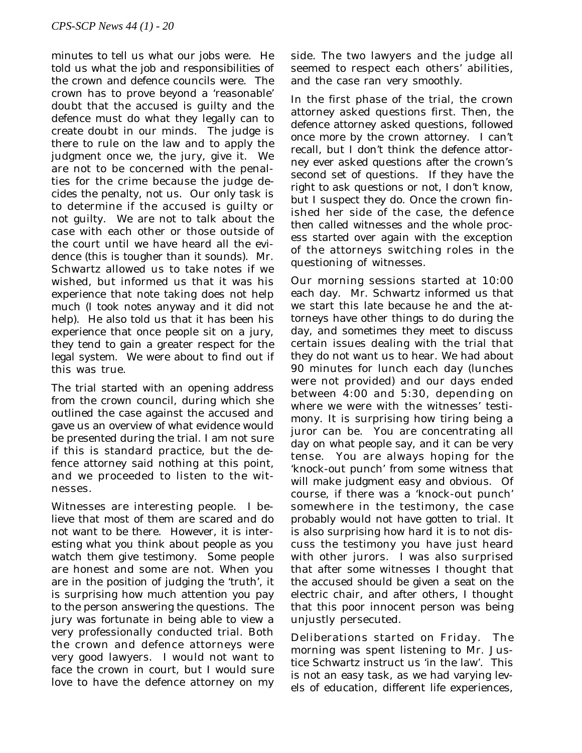minutes to tell us what our jobs were. He told us what the job and responsibilities of the crown and defence councils were. The crown has to prove beyond a 'reasonable' doubt that the accused is guilty and the defence must do what they legally can to create doubt in our minds. The judge is there to rule on the law and to apply the judgment once we, the jury, give it. We are not to be concerned with the penalties for the crime because the judge decides the penalty, not us. Our only task is to determine if the accused is guilty or not guilty. We are not to talk about the case with each other or those outside of the court until we have heard all the evidence (this is tougher than it sounds). Mr. Schwartz allowed us to take notes if we wished, but informed us that it was his experience that note taking does not help much (I took notes anyway and it did not help). He also told us that it has been his experience that once people sit on a jury, they tend to gain a greater respect for the legal system. We were about to find out if this was true.

The trial started with an opening address from the crown council, during which she outlined the case against the accused and gave us an overview of what evidence would be presented during the trial. I am not sure if this is standard practice, but the defence attorney said nothing at this point, and we proceeded to listen to the witnesses.

Witnesses are interesting people. I believe that most of them are scared and do not want to be there. However, it is interesting what you think about people as you watch them give testimony. Some people are honest and some are not. When you are in the position of judging the 'truth', it is surprising how much attention you pay to the person answering the questions. The jury was fortunate in being able to view a very professionally conducted trial. Both the crown and defence attorneys were very good lawyers. I would not want to face the crown in court, but I would sure love to have the defence attorney on my side. The two lawyers and the judge all seemed to respect each others' abilities, and the case ran very smoothly.

In the first phase of the trial, the crown attorney asked questions first. Then, the defence attorney asked questions, followed once more by the crown attorney. I can't recall, but I don't think the defence attorney ever asked questions after the crown's second set of questions. If they have the right to ask questions or not, I don't know, but I suspect they do. Once the crown finished her side of the case, the defence then called witnesses and the whole process started over again with the exception of the attorneys switching roles in the questioning of witnesses.

Our morning sessions started at 10:00 each day. Mr. Schwartz informed us that we start this late because he and the attorneys have other things to do during the day, and sometimes they meet to discuss certain issues dealing with the trial that they do not want us to hear. We had about 90 minutes for lunch each day (lunches were not provided) and our days ended between 4:00 and 5:30, depending on where we were with the witnesses' testimony. It is surprising how tiring being a juror can be. You are concentrating all day on what people say, and it can be very tense. You are always hoping for the 'knock-out punch' from some witness that will make judgment easy and obvious. Of course, if there was a 'knock-out punch' somewhere in the testimony, the case probably would not have gotten to trial. It is also surprising how hard it is to not discuss the testimony you have just heard with other jurors. I was also surprised that after some witnesses I thought that the accused should be given a seat on the electric chair, and after others, I thought that this poor innocent person was being unjustly persecuted.

Deliberations started on Friday. The morning was spent listening to Mr. Justice Schwartz instruct us 'in the law'. This is not an easy task, as we had varying levels of education, different life experiences,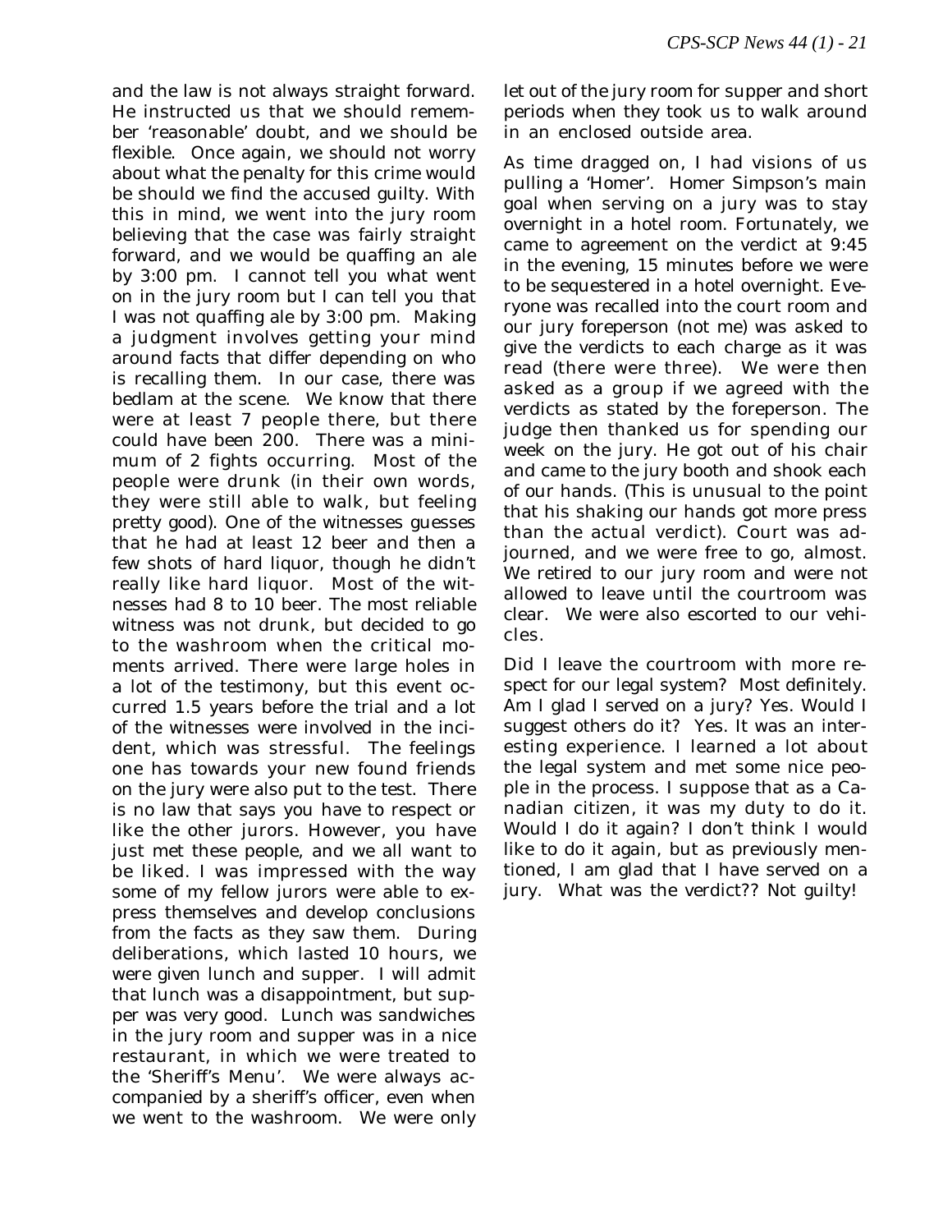and the law is not always straight forward. He instructed us that we should remember 'reasonable' doubt, and we should be flexible. Once again, we should not worry about what the penalty for this crime would be should we find the accused guilty. With this in mind, we went into the jury room believing that the case was fairly straight forward, and we would be quaffing an ale by 3:00 pm. I cannot tell you what went on in the jury room but I can tell you that I was not quaffing ale by 3:00 pm. Making a judgment involves getting your mind around facts that differ depending on who is recalling them. In our case, there was bedlam at the scene. We know that there were at least 7 people there, but there could have been 200. There was a minimum of 2 fights occurring. Most of the people were drunk (in their own words, they were still able to walk, but feeling pretty good). One of the witnesses guesses that he had at least 12 beer and then a few shots of hard liquor, though he didn't really like hard liquor. Most of the witnesses had 8 to 10 beer. The most reliable witness was not drunk, but decided to go to the washroom when the critical moments arrived. There were large holes in a lot of the testimony, but this event occurred 1.5 years before the trial and a lot of the witnesses were involved in the incident, which was stressful. The feelings one has towards your new found friends on the jury were also put to the test. There is no law that says you have to respect or like the other jurors. However, you have just met these people, and we all want to be liked. I was impressed with the way some of my fellow jurors were able to express themselves and develop conclusions from the facts as they saw them. During deliberations, which lasted 10 hours, we were given lunch and supper. I will admit that lunch was a disappointment, but supper was very good. Lunch was sandwiches in the jury room and supper was in a nice restaurant, in which we were treated to the 'Sheriff's Menu'. We were always accompanied by a sheriff's officer, even when we went to the washroom. We were only let out of the jury room for supper and short periods when they took us to walk around in an enclosed outside area.

As time dragged on, I had visions of us pulling a 'Homer'. Homer Simpson's main goal when serving on a jury was to stay overnight in a hotel room. Fortunately, we came to agreement on the verdict at 9:45 in the evening, 15 minutes before we were to be sequestered in a hotel overnight. Everyone was recalled into the court room and our jury foreperson (not me) was asked to give the verdicts to each charge as it was read (there were three). We were then asked as a group if we agreed with the verdicts as stated by the foreperson. The judge then thanked us for spending our week on the jury. He got out of his chair and came to the jury booth and shook each of our hands. (This is unusual to the point that his shaking our hands got more press than the actual verdict). Court was adjourned, and we were free to go, almost. We retired to our jury room and were not allowed to leave until the courtroom was clear. We were also escorted to our vehicles.

Did I leave the courtroom with more respect for our legal system? Most definitely. Am I glad I served on a jury? Yes. Would I suggest others do it? Yes. It was an interesting experience. I learned a lot about the legal system and met some nice people in the process. I suppose that as a Canadian citizen, it was my duty to do it. Would I do it again? I don't think I would like to do it again, but as previously mentioned, I am glad that I have served on a jury. What was the verdict?? Not guilty!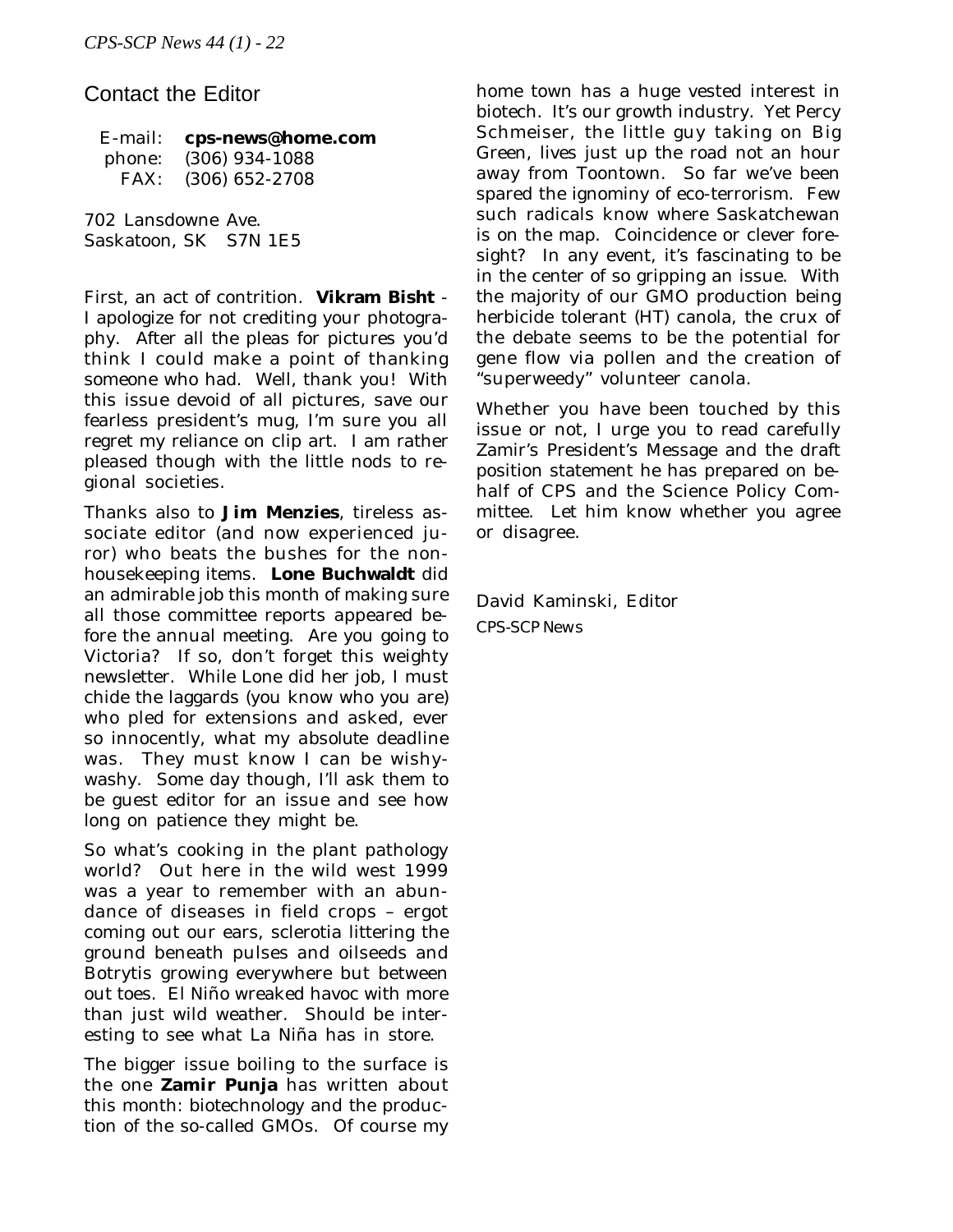## Contact the Editor

E-mail: **cps-news@home.com**
phone: (306) 934-1088
FAX: (306) 652-2708

702 Lansdowne Ave.
Saskatoon, SK S7N 1E5

First, an act of contrition. **Vikram Bisht** - I apologize for not crediting your photography. After all the pleas for pictures you'd think I could make a point of thanking someone who had. Well, thank you! With this issue devoid of all pictures, save our fearless president's mug, I'm sure you all regret my reliance on clip art. I am rather pleased though with the little nods to regional societies.

Thanks also to **Jim Menzies**, tireless associate editor (and now experienced juror) who beats the bushes for the non-housekeeping items. **Lone Buchwaldt** did an admirable job this month of making sure all those committee reports appeared before the annual meeting. Are you going to Victoria? If so, don't forget this weighty newsletter. While Lone did her job, I must chide the laggards (you know who you are) who pled for extensions and asked, ever so innocently, what my absolute deadline was. They must know I can be wishy-washy. Some day though, I'll ask them to be guest editor for an issue and see how long on patience they might be.

So what's cooking in the plant pathology world? Out here in the wild west 1999 was a year to remember with an abundance of diseases in field crops – ergot coming out our ears, sclerotia littering the ground beneath pulses and oilseeds and Botrytis growing everywhere but between out toes. El Niño wreaked havoc with more than just wild weather. Should be interesting to see what La Niña has in store.

The bigger issue boiling to the surface is the one **Zamir Punja** has written about this month: biotechnology and the production of the so-called GMOs. Of course my home town has a huge vested interest in biotech. It's our growth industry. Yet Percy Schmeiser, the little guy taking on Big Green, lives just up the road not an hour away from Toontown. So far we've been spared the ignominy of eco-terrorism. Few such radicals know where Saskatchewan is on the map. Coincidence or clever foresight? In any event, it's fascinating to be in the center of so gripping an issue. With the majority of our GMO production being herbicide tolerant (HT) canola, the crux of the debate seems to be the potential for gene flow via pollen and the creation of "superweedy" volunteer canola.

Whether you have been touched by this issue or not, I urge you to read carefully Zamir's President's Message and the draft position statement he has prepared on behalf of CPS and the Science Policy Committee. Let him know whether you agree or disagree.

David Kaminski, Editor
*CPS-SCP News*